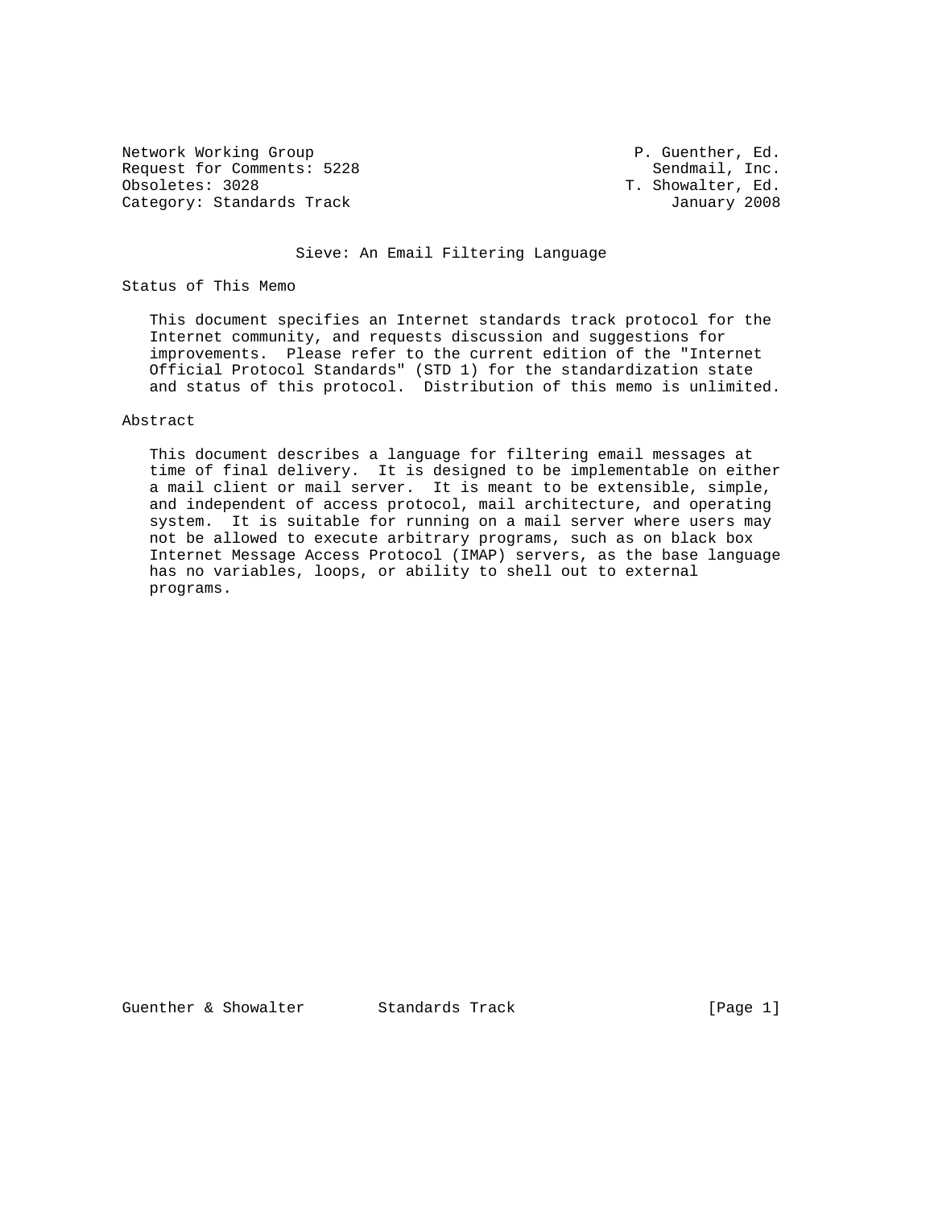Network Working Group P. Guenther, Ed.
Request for Comments: 5228 Sendmail, Inc.
Obsoletes: 3028 T. Showalter, Ed.
Category: Standards Track January 2008

# Sieve: An Email Filtering Language

## Status of This Memo

This document specifies an Internet standards track protocol for the Internet community, and requests discussion and suggestions for improvements. Please refer to the current edition of the "Internet Official Protocol Standards" (STD 1) for the standardization state and status of this protocol. Distribution of this memo is unlimited.

## Abstract

This document describes a language for filtering email messages at time of final delivery. It is designed to be implementable on either a mail client or mail server. It is meant to be extensible, simple, and independent of access protocol, mail architecture, and operating system. It is suitable for running on a mail server where users may not be allowed to execute arbitrary programs, such as on black box Internet Message Access Protocol (IMAP) servers, as the base language has no variables, loops, or ability to shell out to external programs.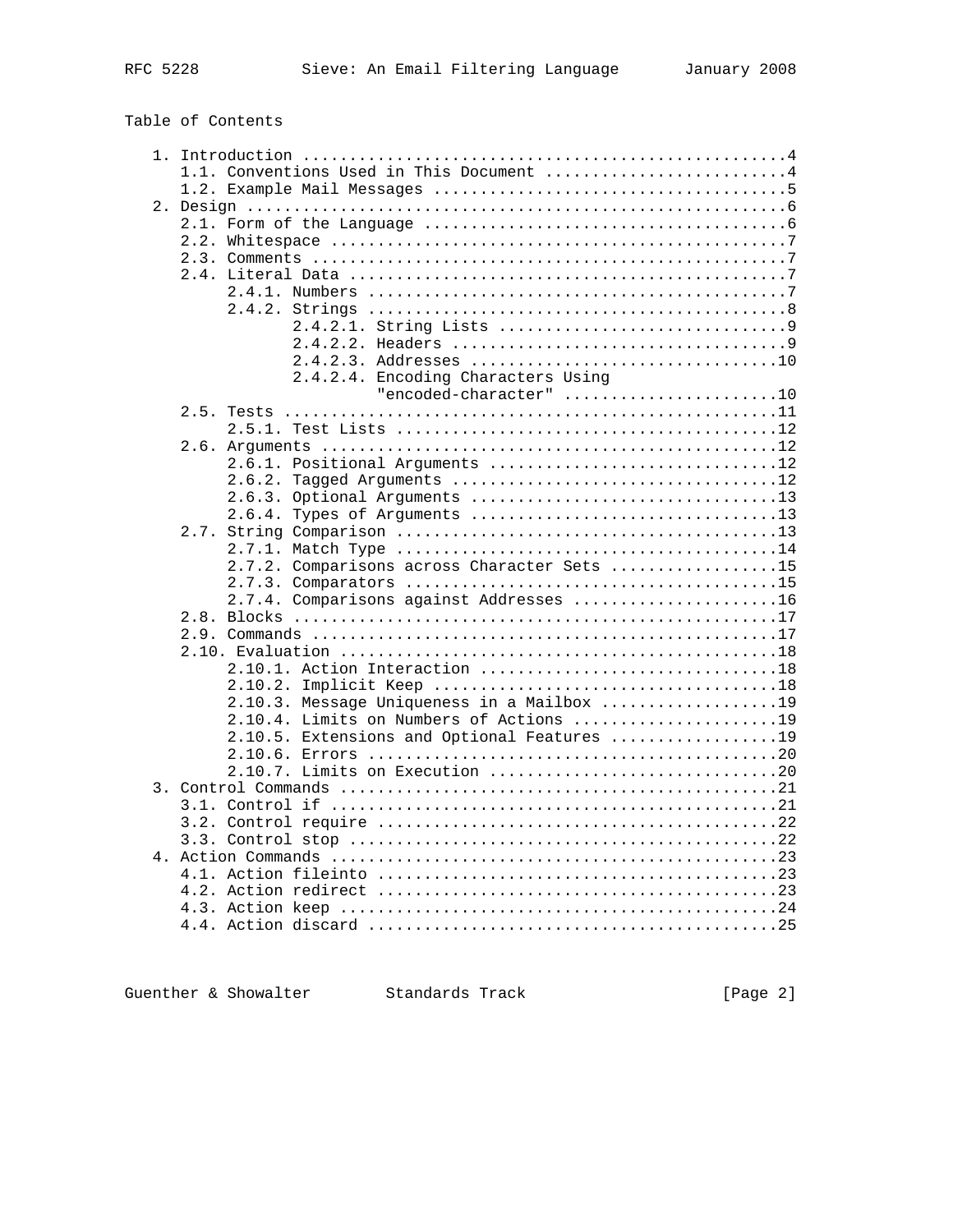Table of Contents

```
   1. Introduction ....................................................4
      1.1. Conventions Used in This Document ..........................4
      1.2. Example Mail Messages ......................................5
   2. Design ..........................................................6
      2.1. Form of the Language .......................................6
      2.2. Whitespace .................................................7
      2.3. Comments ...................................................7
      2.4. Literal Data ...............................................7
           2.4.1. Numbers .............................................7
           2.4.2. Strings .............................................8
                  2.4.2.1. String Lists ...............................9
                  2.4.2.2. Headers ....................................9
                  2.4.2.3. Addresses .................................10
                  2.4.2.4. Encoding Characters Using
                           "encoded-character" .......................10
      2.5. Tests .....................................................11
           2.5.1. Test Lists .........................................12
      2.6. Arguments .................................................12
           2.6.1. Positional Arguments ...............................12
           2.6.2. Tagged Arguments ...................................12
           2.6.3. Optional Arguments .................................13
           2.6.4. Types of Arguments .................................13
      2.7. String Comparison .........................................13
           2.7.1. Match Type .........................................14
           2.7.2. Comparisons across Character Sets ..................15
           2.7.3. Comparators ........................................15
           2.7.4. Comparisons against Addresses ......................16
      2.8. Blocks ....................................................17
      2.9. Commands ..................................................17
      2.10. Evaluation ...............................................18
           2.10.1. Action Interaction ................................18
           2.10.2. Implicit Keep .....................................18
           2.10.3. Message Uniqueness in a Mailbox ...................19
           2.10.4. Limits on Numbers of Actions ......................19
           2.10.5. Extensions and Optional Features ..................19
           2.10.6. Errors ............................................20
           2.10.7. Limits on Execution ...............................20
   3. Control Commands ...............................................21
      3.1. Control if ................................................21
      3.2. Control require ...........................................22
      3.3. Control stop ..............................................22
   4. Action Commands ................................................23
      4.1. Action fileinto ...........................................23
      4.2. Action redirect ...........................................23
      4.3. Action keep ...............................................24
      4.4. Action discard ............................................25
```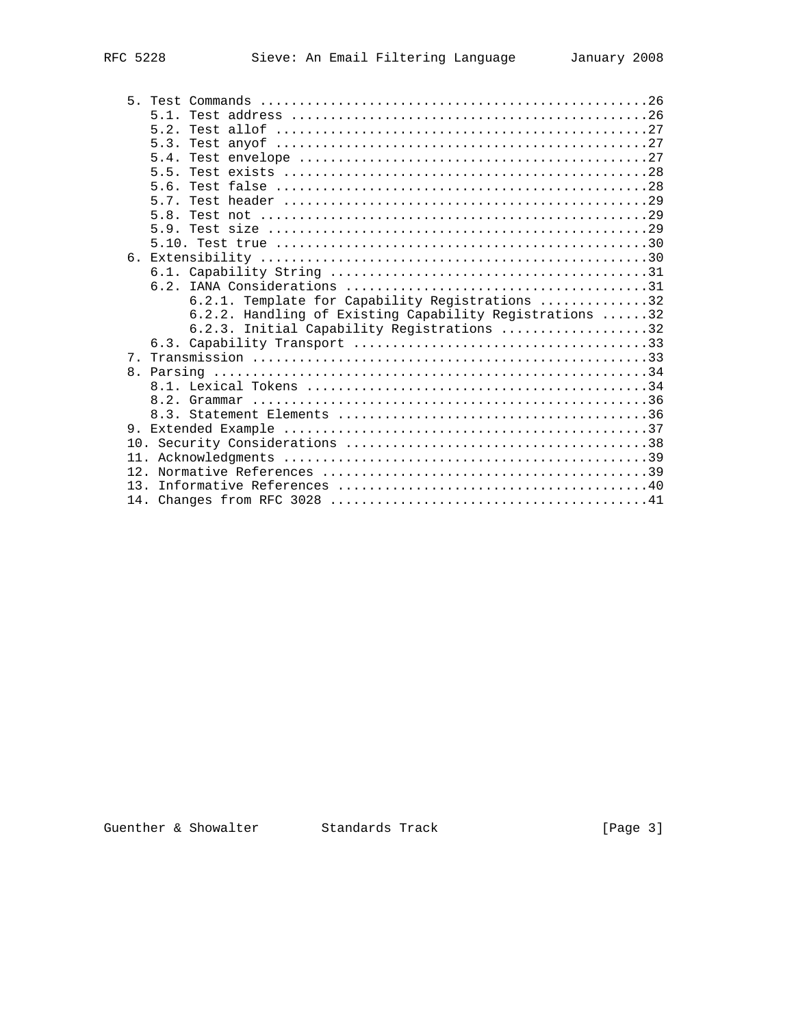```
   5. Test Commands ..................................................26
      5.1. Test address ..............................................26
      5.2. Test allof ................................................27
      5.3. Test anyof ................................................27
      5.4. Test envelope .............................................27
      5.5. Test exists ...............................................28
      5.6. Test false ................................................28
      5.7. Test header ...............................................29
      5.8. Test not ..................................................29
      5.9. Test size .................................................29
      5.10. Test true ................................................30
   6. Extensibility ..................................................30
      6.1. Capability String .........................................31
      6.2. IANA Considerations .......................................31
           6.2.1. Template for Capability Registrations ..............32
           6.2.2. Handling of Existing Capability Registrations ......32
           6.2.3. Initial Capability Registrations ...................32
      6.3. Capability Transport ......................................33
   7. Transmission ...................................................33
   8. Parsing ........................................................34
      8.1. Lexical Tokens ............................................34
      8.2. Grammar ...................................................36
      8.3. Statement Elements ........................................36
   9. Extended Example ...............................................37
   10. Security Considerations .......................................38
   11. Acknowledgments ...............................................39
   12. Normative References ..........................................39
   13. Informative References ........................................40
   14. Changes from RFC 3028 .........................................41
```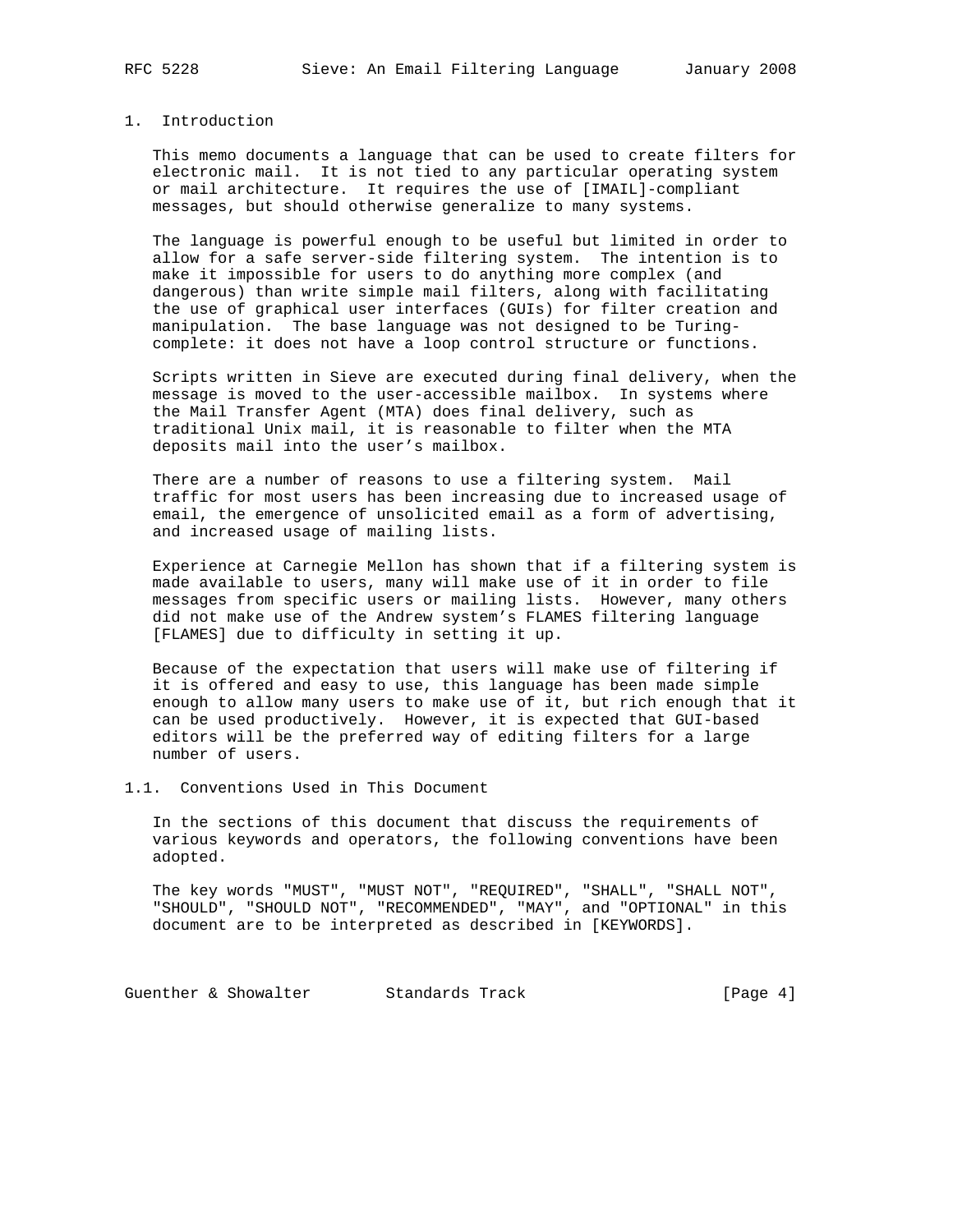## 1. Introduction

This memo documents a language that can be used to create filters for electronic mail. It is not tied to any particular operating system or mail architecture. It requires the use of [IMAIL]-compliant messages, but should otherwise generalize to many systems.

The language is powerful enough to be useful but limited in order to allow for a safe server-side filtering system. The intention is to make it impossible for users to do anything more complex (and dangerous) than write simple mail filters, along with facilitating the use of graphical user interfaces (GUIs) for filter creation and manipulation. The base language was not designed to be Turing-complete: it does not have a loop control structure or functions.

Scripts written in Sieve are executed during final delivery, when the message is moved to the user-accessible mailbox. In systems where the Mail Transfer Agent (MTA) does final delivery, such as traditional Unix mail, it is reasonable to filter when the MTA deposits mail into the user's mailbox.

There are a number of reasons to use a filtering system. Mail traffic for most users has been increasing due to increased usage of email, the emergence of unsolicited email as a form of advertising, and increased usage of mailing lists.

Experience at Carnegie Mellon has shown that if a filtering system is made available to users, many will make use of it in order to file messages from specific users or mailing lists. However, many others did not make use of the Andrew system's FLAMES filtering language [FLAMES] due to difficulty in setting it up.

Because of the expectation that users will make use of filtering if it is offered and easy to use, this language has been made simple enough to allow many users to make use of it, but rich enough that it can be used productively. However, it is expected that GUI-based editors will be the preferred way of editing filters for a large number of users.

### 1.1. Conventions Used in This Document

In the sections of this document that discuss the requirements of various keywords and operators, the following conventions have been adopted.

The key words "MUST", "MUST NOT", "REQUIRED", "SHALL", "SHALL NOT", "SHOULD", "SHOULD NOT", "RECOMMENDED", "MAY", and "OPTIONAL" in this document are to be interpreted as described in [KEYWORDS].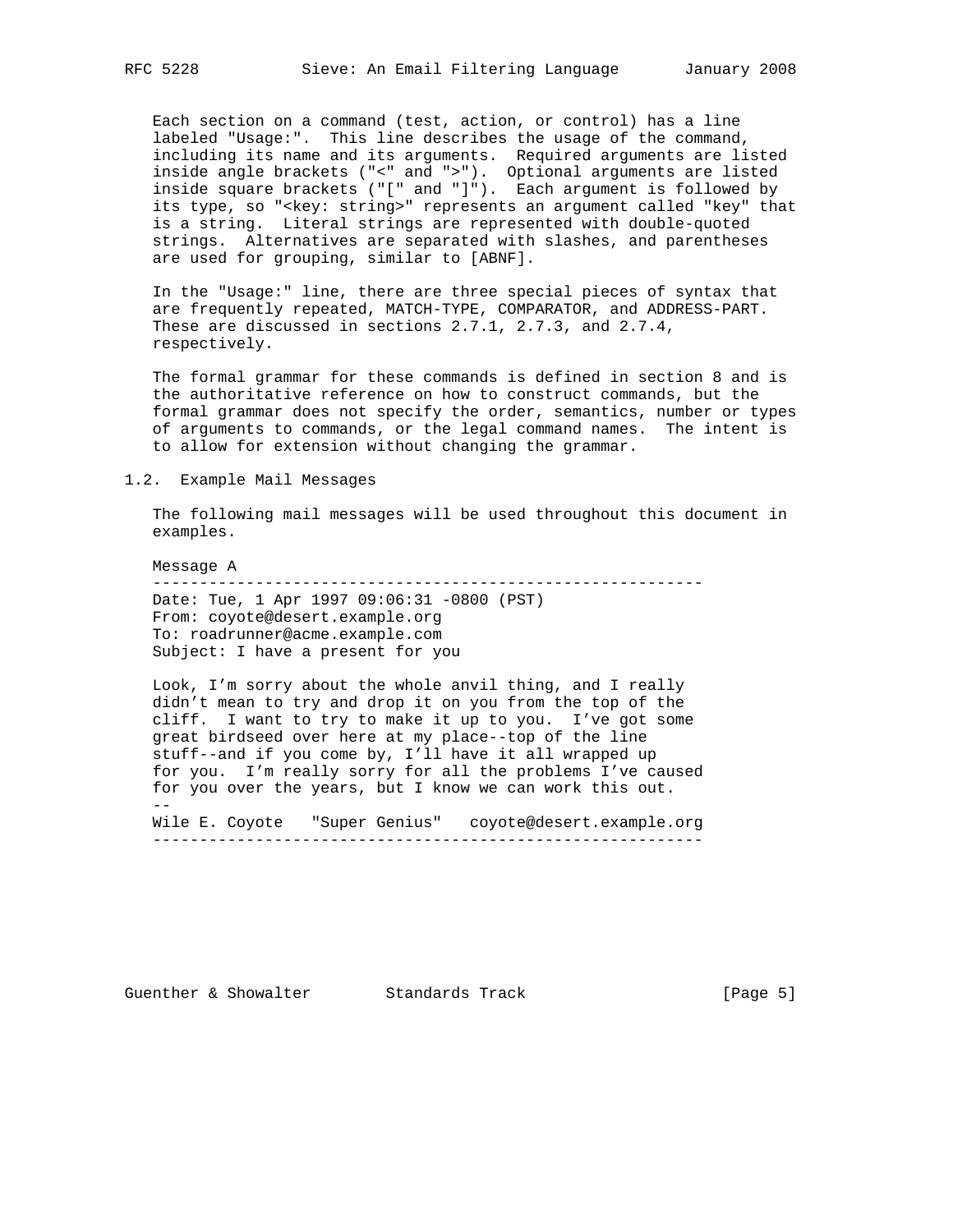Each section on a command (test, action, or control) has a line labeled "Usage:". This line describes the usage of the command, including its name and its arguments. Required arguments are listed inside angle brackets ("<" and ">"). Optional arguments are listed inside square brackets ("[" and "]"). Each argument is followed by its type, so "<key: string>" represents an argument called "key" that is a string. Literal strings are represented with double-quoted strings. Alternatives are separated with slashes, and parentheses are used for grouping, similar to [ABNF].

In the "Usage:" line, there are three special pieces of syntax that are frequently repeated, MATCH-TYPE, COMPARATOR, and ADDRESS-PART. These are discussed in sections 2.7.1, 2.7.3, and 2.7.4, respectively.

The formal grammar for these commands is defined in section 8 and is the authoritative reference on how to construct commands, but the formal grammar does not specify the order, semantics, number or types of arguments to commands, or the legal command names. The intent is to allow for extension without changing the grammar.

## 1.2. Example Mail Messages

The following mail messages will be used throughout this document in examples.

Message A

```
-----------------------------------------------------------
Date: Tue, 1 Apr 1997 09:06:31 -0800 (PST)
From: coyote@desert.example.org
To: roadrunner@acme.example.com
Subject: I have a present for you

Look, I'm sorry about the whole anvil thing, and I really
didn't mean to try and drop it on you from the top of the
cliff.  I want to try to make it up to you.  I've got some
great birdseed over here at my place--top of the line
stuff--and if you come by, I'll have it all wrapped up
for you.  I'm really sorry for all the problems I've caused
for you over the years, but I know we can work this out.
--
Wile E. Coyote   "Super Genius"   coyote@desert.example.org
-----------------------------------------------------------
```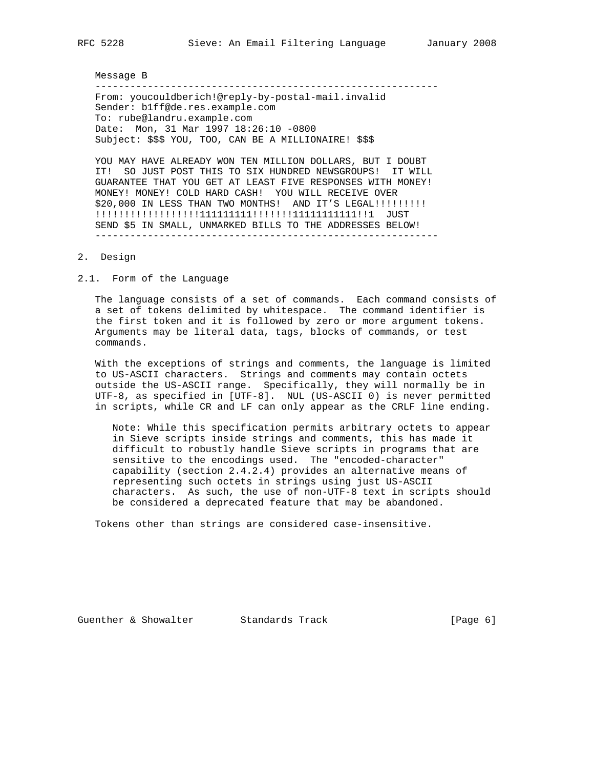Message B

```
---------------------------------------------------------
From: youcouldberich!@reply-by-postal-mail.invalid
Sender: b1ff@de.res.example.com
To: rube@landru.example.com
Date:  Mon, 31 Mar 1997 18:26:10 -0800
Subject: $$$ YOU, TOO, CAN BE A MILLIONAIRE! $$$

YOU MAY HAVE ALREADY WON TEN MILLION DOLLARS, BUT I DOUBT
IT!  SO JUST POST THIS TO SIX HUNDRED NEWSGROUPS!  IT WILL
GUARANTEE THAT YOU GET AT LEAST FIVE RESPONSES WITH MONEY!
MONEY! MONEY! COLD HARD CASH!  YOU WILL RECEIVE OVER
$20,000 IN LESS THAN TWO MONTHS!  AND IT'S LEGAL!!!!!!!!!
!!!!!!!!!!!!!!!!!111111111!!!!!!!11111111111!!1  JUST
SEND $5 IN SMALL, UNMARKED BILLS TO THE ADDRESSES BELOW!
---------------------------------------------------------
```

## 2. Design

### 2.1. Form of the Language

The language consists of a set of commands. Each command consists of a set of tokens delimited by whitespace. The command identifier is the first token and it is followed by zero or more argument tokens. Arguments may be literal data, tags, blocks of commands, or test commands.

With the exceptions of strings and comments, the language is limited to US-ASCII characters. Strings and comments may contain octets outside the US-ASCII range. Specifically, they will normally be in UTF-8, as specified in [UTF-8]. NUL (US-ASCII 0) is never permitted in scripts, while CR and LF can only appear as the CRLF line ending.

> Note: While this specification permits arbitrary octets to appear in Sieve scripts inside strings and comments, this has made it difficult to robustly handle Sieve scripts in programs that are sensitive to the encodings used. The "encoded-character" capability (section 2.4.2.4) provides an alternative means of representing such octets in strings using just US-ASCII characters. As such, the use of non-UTF-8 text in scripts should be considered a deprecated feature that may be abandoned.

Tokens other than strings are considered case-insensitive.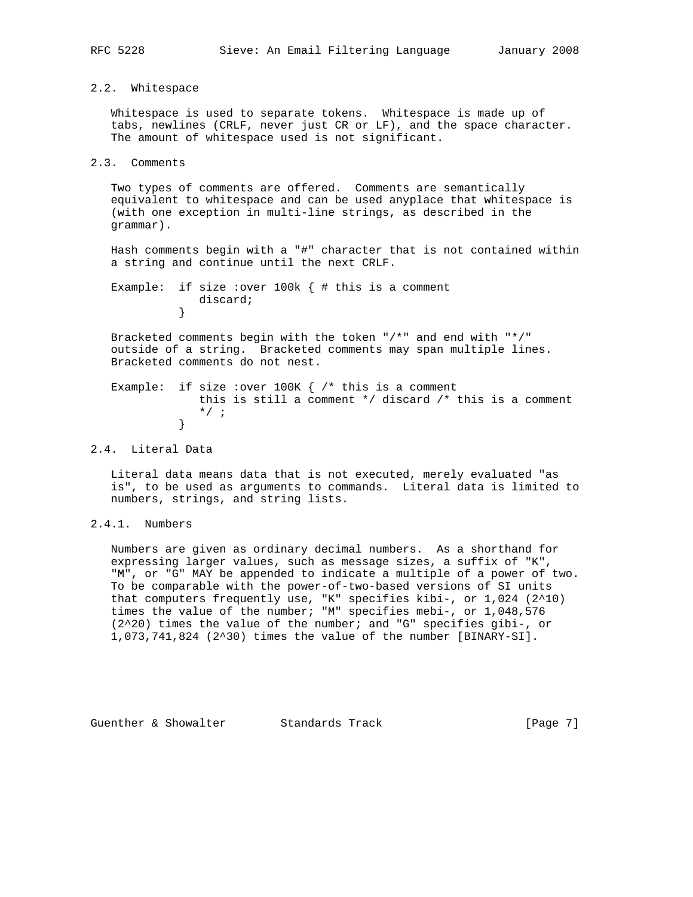## 2.2. Whitespace

Whitespace is used to separate tokens. Whitespace is made up of tabs, newlines (CRLF, never just CR or LF), and the space character. The amount of whitespace used is not significant.

## 2.3. Comments

Two types of comments are offered. Comments are semantically equivalent to whitespace and can be used anyplace that whitespace is (with one exception in multi-line strings, as described in the grammar).

Hash comments begin with a "#" character that is not contained within a string and continue until the next CRLF.

```
Example:  if size :over 100k { # this is a comment
              discard;
          }
```

Bracketed comments begin with the token "/*" and end with "*/" outside of a string. Bracketed comments may span multiple lines. Bracketed comments do not nest.

```
Example:  if size :over 100K { /* this is a comment
              this is still a comment */ discard /* this is a comment
              */ ;
          }
```

## 2.4. Literal Data

Literal data means data that is not executed, merely evaluated "as is", to be used as arguments to commands. Literal data is limited to numbers, strings, and string lists.

### 2.4.1. Numbers

Numbers are given as ordinary decimal numbers. As a shorthand for expressing larger values, such as message sizes, a suffix of "K", "M", or "G" MAY be appended to indicate a multiple of a power of two. To be comparable with the power-of-two-based versions of SI units that computers frequently use, "K" specifies kibi-, or 1,024 ($2^{10}$) times the value of the number; "M" specifies mebi-, or 1,048,576 ($2^{20}$) times the value of the number; and "G" specifies gibi-, or 1,073,741,824 ($2^{30}$) times the value of the number [BINARY-SI].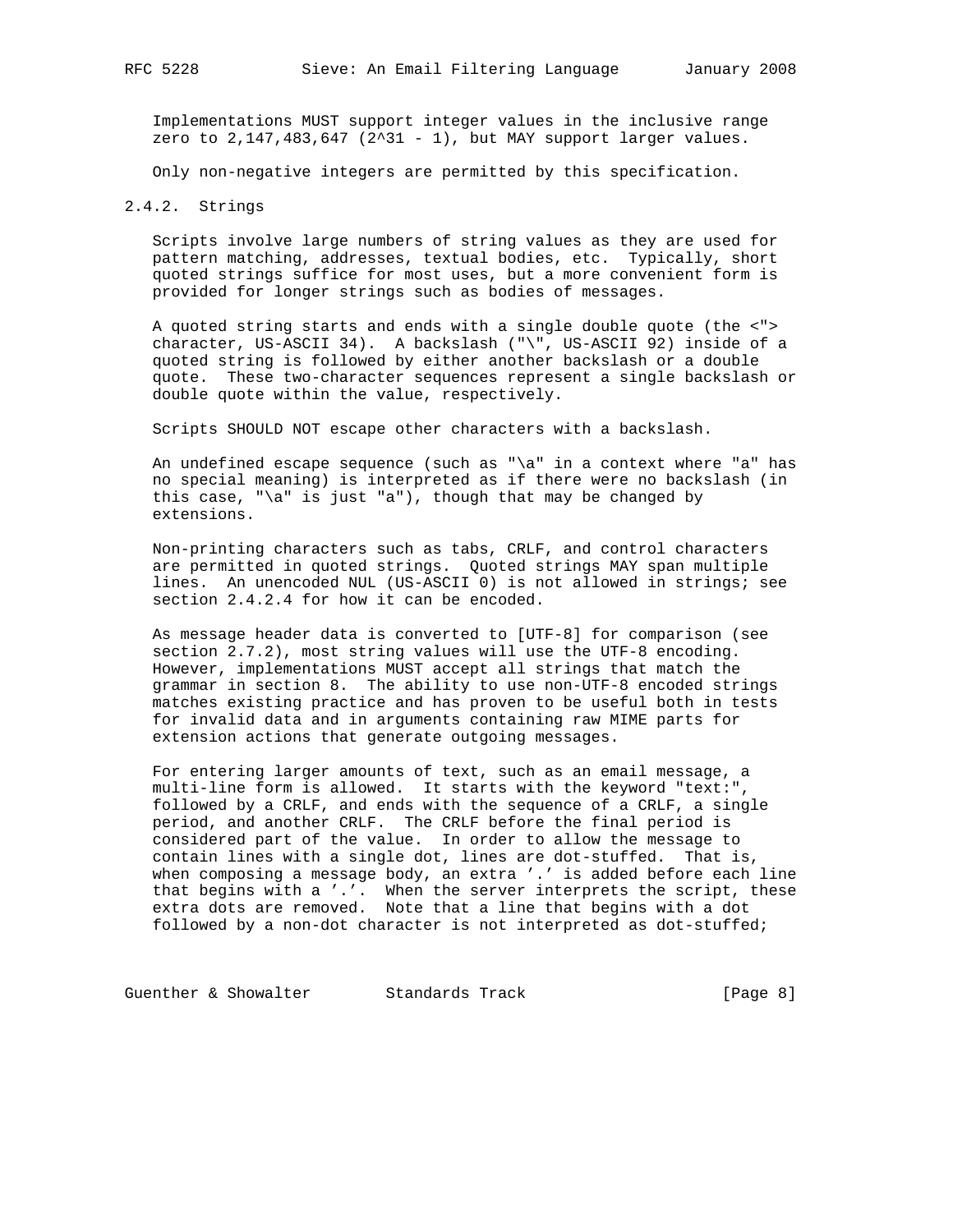Implementations MUST support integer values in the inclusive range zero to 2,147,483,647 (2^31 - 1), but MAY support larger values.

Only non-negative integers are permitted by this specification.

### 2.4.2. Strings

Scripts involve large numbers of string values as they are used for pattern matching, addresses, textual bodies, etc. Typically, short quoted strings suffice for most uses, but a more convenient form is provided for longer strings such as bodies of messages.

A quoted string starts and ends with a single double quote (the <"> character, US-ASCII 34). A backslash ("\", US-ASCII 92) inside of a quoted string is followed by either another backslash or a double quote. These two-character sequences represent a single backslash or double quote within the value, respectively.

Scripts SHOULD NOT escape other characters with a backslash.

An undefined escape sequence (such as "\a" in a context where "a" has no special meaning) is interpreted as if there were no backslash (in this case, "\a" is just "a"), though that may be changed by extensions.

Non-printing characters such as tabs, CRLF, and control characters are permitted in quoted strings. Quoted strings MAY span multiple lines. An unencoded NUL (US-ASCII 0) is not allowed in strings; see section 2.4.2.4 for how it can be encoded.

As message header data is converted to [UTF-8] for comparison (see section 2.7.2), most string values will use the UTF-8 encoding. However, implementations MUST accept all strings that match the grammar in section 8. The ability to use non-UTF-8 encoded strings matches existing practice and has proven to be useful both in tests for invalid data and in arguments containing raw MIME parts for extension actions that generate outgoing messages.

For entering larger amounts of text, such as an email message, a multi-line form is allowed. It starts with the keyword "text:", followed by a CRLF, and ends with the sequence of a CRLF, a single period, and another CRLF. The CRLF before the final period is considered part of the value. In order to allow the message to contain lines with a single dot, lines are dot-stuffed. That is, when composing a message body, an extra '.' is added before each line that begins with a '.'. When the server interprets the script, these extra dots are removed. Note that a line that begins with a dot followed by a non-dot character is not interpreted as dot-stuffed;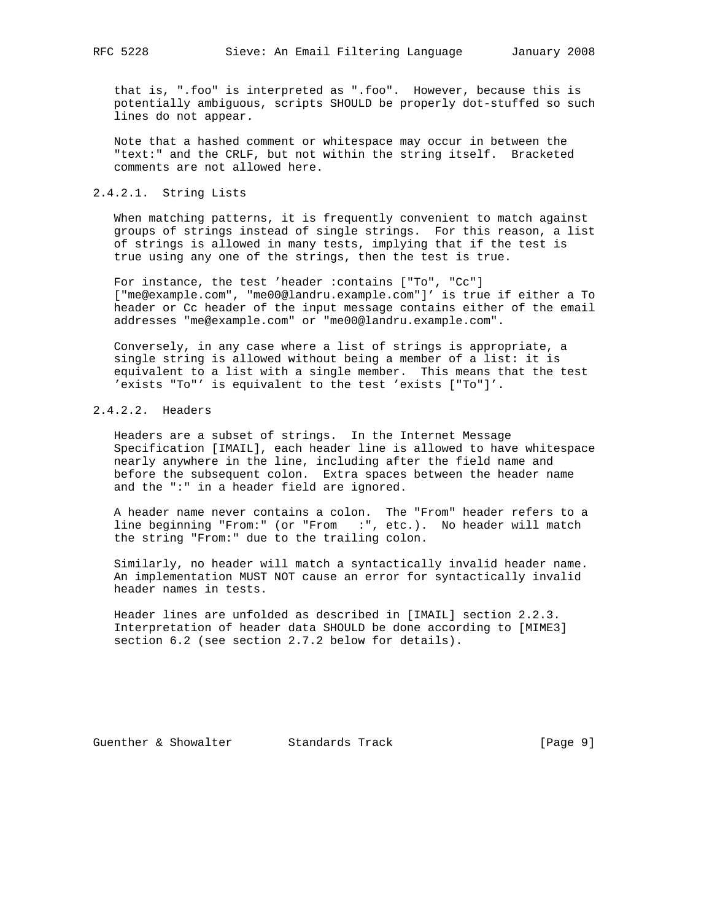that is, ".foo" is interpreted as ".foo". However, because this is potentially ambiguous, scripts SHOULD be properly dot-stuffed so such lines do not appear.

Note that a hashed comment or whitespace may occur in between the "text:" and the CRLF, but not within the string itself. Bracketed comments are not allowed here.

#### 2.4.2.1. String Lists

When matching patterns, it is frequently convenient to match against groups of strings instead of single strings. For this reason, a list of strings is allowed in many tests, implying that if the test is true using any one of the strings, then the test is true.

For instance, the test 'header :contains ["To", "Cc"] ["me@example.com", "me00@landru.example.com"]' is true if either a To header or Cc header of the input message contains either of the email addresses "me@example.com" or "me00@landru.example.com".

Conversely, in any case where a list of strings is appropriate, a single string is allowed without being a member of a list: it is equivalent to a list with a single member. This means that the test 'exists "To"' is equivalent to the test 'exists ["To"]'.

#### 2.4.2.2. Headers

Headers are a subset of strings. In the Internet Message Specification [IMAIL], each header line is allowed to have whitespace nearly anywhere in the line, including after the field name and before the subsequent colon. Extra spaces between the header name and the ":" in a header field are ignored.

A header name never contains a colon. The "From" header refers to a line beginning "From:" (or "From   :", etc.). No header will match the string "From:" due to the trailing colon.

Similarly, no header will match a syntactically invalid header name. An implementation MUST NOT cause an error for syntactically invalid header names in tests.

Header lines are unfolded as described in [IMAIL] section 2.2.3. Interpretation of header data SHOULD be done according to [MIME3] section 6.2 (see section 2.7.2 below for details).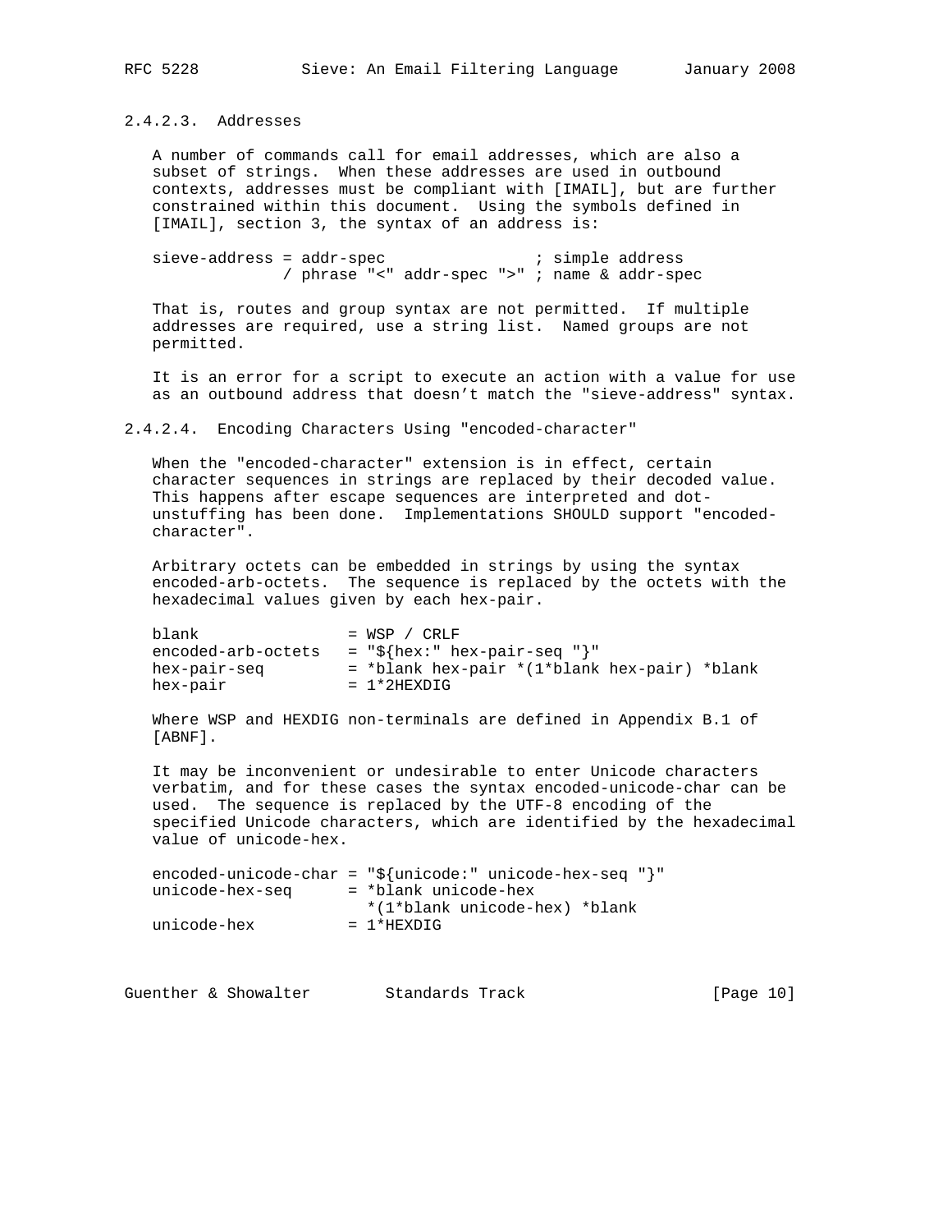#### 2.4.2.3. Addresses

A number of commands call for email addresses, which are also a subset of strings. When these addresses are used in outbound contexts, addresses must be compliant with [IMAIL], but are further constrained within this document. Using the symbols defined in [IMAIL], section 3, the syntax of an address is:

```
sieve-address = addr-spec                ; simple address
              / phrase "<" addr-spec ">" ; name & addr-spec
```

That is, routes and group syntax are not permitted. If multiple addresses are required, use a string list. Named groups are not permitted.

It is an error for a script to execute an action with a value for use as an outbound address that doesn't match the "sieve-address" syntax.

#### 2.4.2.4. Encoding Characters Using "encoded-character"

When the "encoded-character" extension is in effect, certain character sequences in strings are replaced by their decoded value. This happens after escape sequences are interpreted and dot-unstuffing has been done. Implementations SHOULD support "encoded-character".

Arbitrary octets can be embedded in strings by using the syntax encoded-arb-octets. The sequence is replaced by the octets with the hexadecimal values given by each hex-pair.

```
blank                = WSP / CRLF
encoded-arb-octets   = "${hex:" hex-pair-seq "}"
hex-pair-seq         = *blank hex-pair *(1*blank hex-pair) *blank
hex-pair             = 1*2HEXDIG
```

Where WSP and HEXDIG non-terminals are defined in Appendix B.1 of [ABNF].

It may be inconvenient or undesirable to enter Unicode characters verbatim, and for these cases the syntax encoded-unicode-char can be used. The sequence is replaced by the UTF-8 encoding of the specified Unicode characters, which are identified by the hexadecimal value of unicode-hex.

```
encoded-unicode-char = "${unicode:" unicode-hex-seq "}"
unicode-hex-seq      = *blank unicode-hex
                       *(1*blank unicode-hex) *blank
unicode-hex          = 1*HEXDIG
```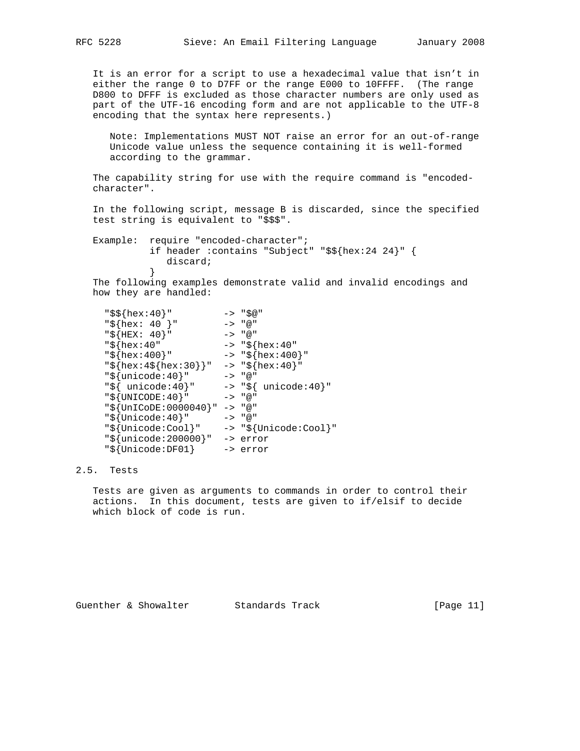It is an error for a script to use a hexadecimal value that isn't in either the range 0 to D7FF or the range E000 to 10FFFF. (The range D800 to DFFF is excluded as those character numbers are only used as part of the UTF-16 encoding form and are not applicable to the UTF-8 encoding that the syntax here represents.)

> Note: Implementations MUST NOT raise an error for an out-of-range Unicode value unless the sequence containing it is well-formed according to the grammar.

The capability string for use with the require command is "encoded-character".

In the following script, message B is discarded, since the specified test string is equivalent to "$$$".

```
Example:  require "encoded-character";
          if header :contains "Subject" "$${hex:24 24}" {
             discard;
          }
```

The following examples demonstrate valid and invalid encodings and how they are handled:

```
"$${hex:40}"         -> "$@"
"${hex: 40 }"        -> "@"
"${HEX: 40}"         -> "@"
"${hex:40"           -> "${hex:40"
"${hex:400}"         -> "${hex:400}"
"${hex:4${hex:30}}"  -> "${hex:40}"
"${unicode:40}"      -> "@"
"${ unicode:40}"     -> "${ unicode:40}"
"${UNICODE:40}"      -> "@"
"${UnICoDE:0000040}" -> "@"
"${Unicode:40}"      -> "@"
"${Unicode:Cool}"    -> "${Unicode:Cool}"
"${unicode:200000}"  -> error
"${Unicode:DF01}     -> error
```

## 2.5. Tests

Tests are given as arguments to commands in order to control their actions. In this document, tests are given to if/elsif to decide which block of code is run.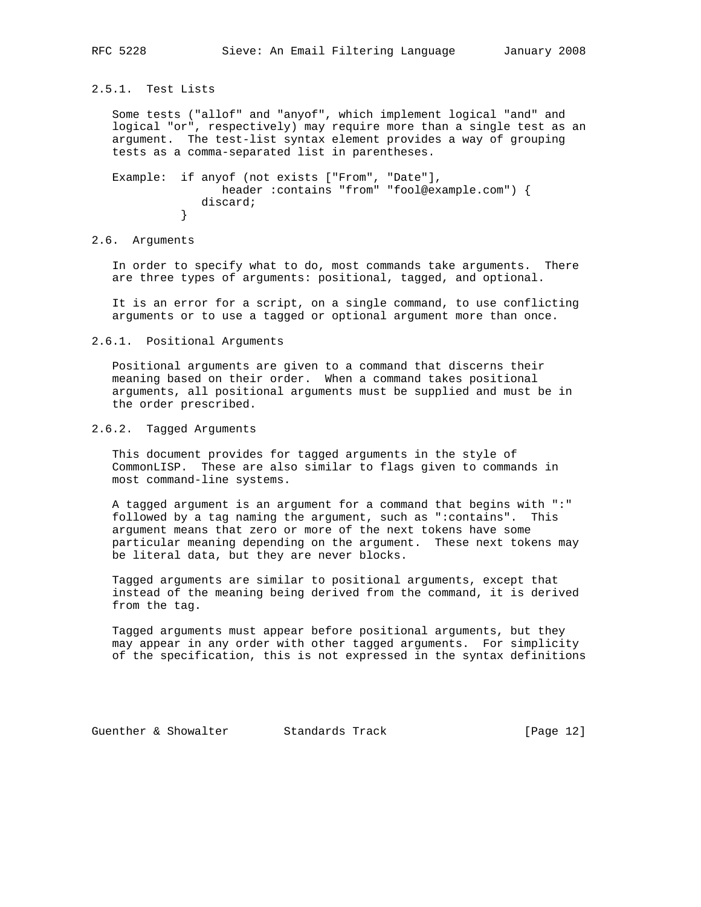### 2.5.1. Test Lists

Some tests ("allof" and "anyof", which implement logical "and" and logical "or", respectively) may require more than a single test as an argument. The test-list syntax element provides a way of grouping tests as a comma-separated list in parentheses.

Example:
```
if anyof (not exists ["From", "Date"],
         header :contains "from" "fool@example.com") {
      discard;
   }
```

## 2.6. Arguments

In order to specify what to do, most commands take arguments. There are three types of arguments: positional, tagged, and optional.

It is an error for a script, on a single command, to use conflicting arguments or to use a tagged or optional argument more than once.

### 2.6.1. Positional Arguments

Positional arguments are given to a command that discerns their meaning based on their order. When a command takes positional arguments, all positional arguments must be supplied and must be in the order prescribed.

### 2.6.2. Tagged Arguments

This document provides for tagged arguments in the style of CommonLISP. These are also similar to flags given to commands in most command-line systems.

A tagged argument is an argument for a command that begins with ":" followed by a tag naming the argument, such as ":contains". This argument means that zero or more of the next tokens have some particular meaning depending on the argument. These next tokens may be literal data, but they are never blocks.

Tagged arguments are similar to positional arguments, except that instead of the meaning being derived from the command, it is derived from the tag.

Tagged arguments must appear before positional arguments, but they may appear in any order with other tagged arguments. For simplicity of the specification, this is not expressed in the syntax definitions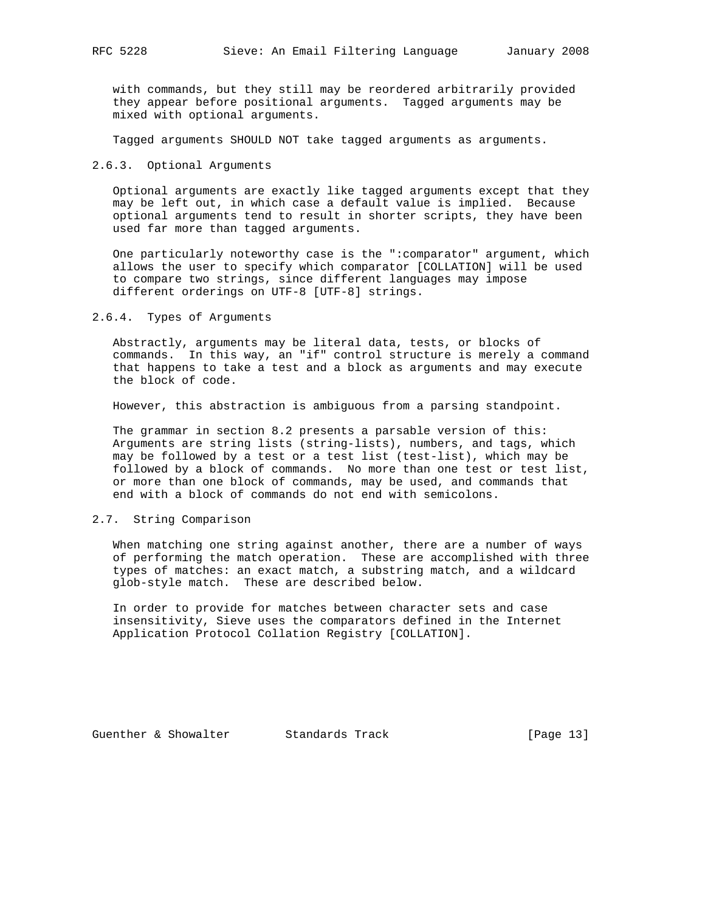with commands, but they still may be reordered arbitrarily provided they appear before positional arguments. Tagged arguments may be mixed with optional arguments.

Tagged arguments SHOULD NOT take tagged arguments as arguments.

### 2.6.3. Optional Arguments

Optional arguments are exactly like tagged arguments except that they may be left out, in which case a default value is implied. Because optional arguments tend to result in shorter scripts, they have been used far more than tagged arguments.

One particularly noteworthy case is the ":comparator" argument, which allows the user to specify which comparator [COLLATION] will be used to compare two strings, since different languages may impose different orderings on UTF-8 [UTF-8] strings.

### 2.6.4. Types of Arguments

Abstractly, arguments may be literal data, tests, or blocks of commands. In this way, an "if" control structure is merely a command that happens to take a test and a block as arguments and may execute the block of code.

However, this abstraction is ambiguous from a parsing standpoint.

The grammar in section 8.2 presents a parsable version of this: Arguments are string lists (string-lists), numbers, and tags, which may be followed by a test or a test list (test-list), which may be followed by a block of commands. No more than one test or test list, or more than one block of commands, may be used, and commands that end with a block of commands do not end with semicolons.

## 2.7. String Comparison

When matching one string against another, there are a number of ways of performing the match operation. These are accomplished with three types of matches: an exact match, a substring match, and a wildcard glob-style match. These are described below.

In order to provide for matches between character sets and case insensitivity, Sieve uses the comparators defined in the Internet Application Protocol Collation Registry [COLLATION].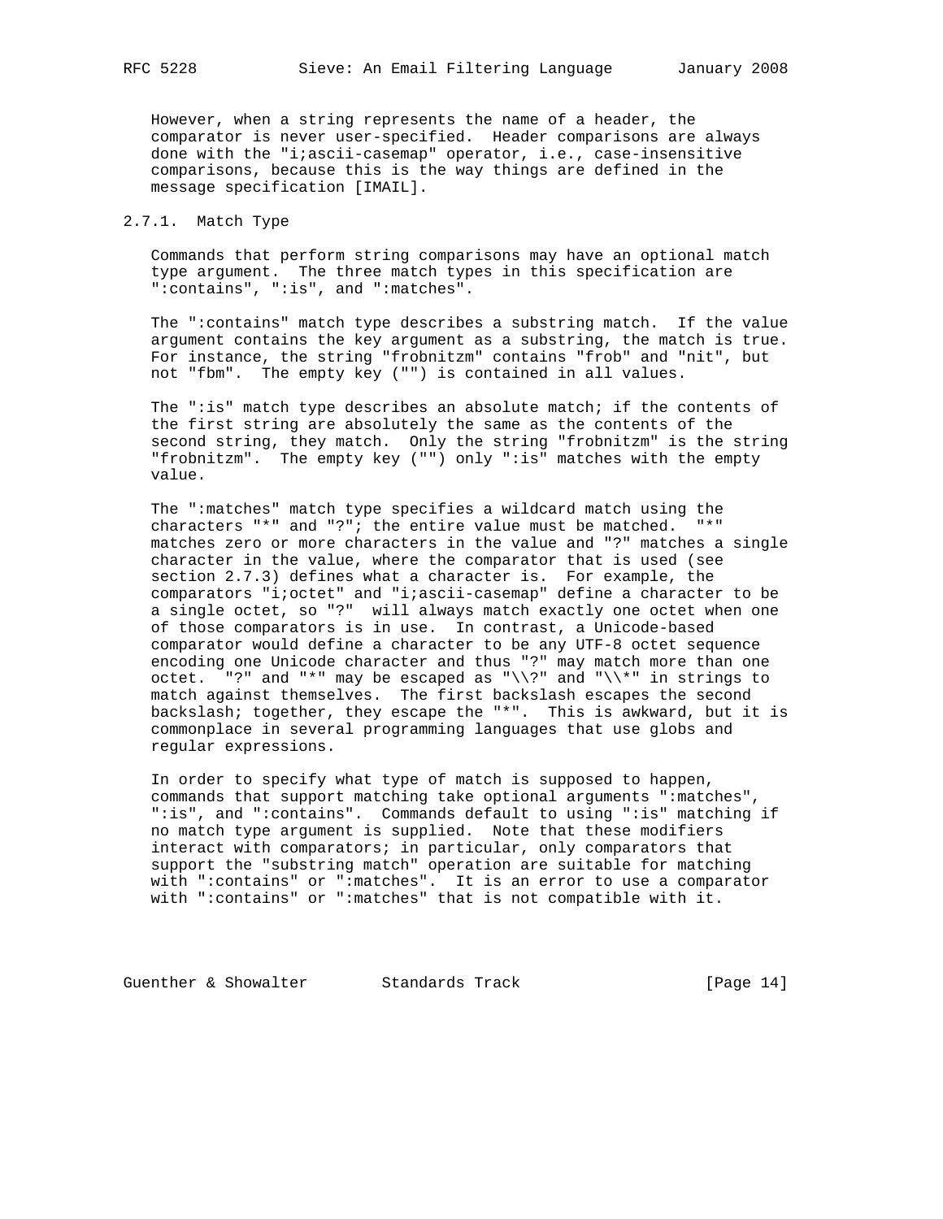However, when a string represents the name of a header, the comparator is never user-specified. Header comparisons are always done with the "i;ascii-casemap" operator, i.e., case-insensitive comparisons, because this is the way things are defined in the message specification [IMAIL].

### 2.7.1. Match Type

Commands that perform string comparisons may have an optional match type argument. The three match types in this specification are ":contains", ":is", and ":matches".

The ":contains" match type describes a substring match. If the value argument contains the key argument as a substring, the match is true. For instance, the string "frobnitzm" contains "frob" and "nit", but not "fbm". The empty key ("") is contained in all values.

The ":is" match type describes an absolute match; if the contents of the first string are absolutely the same as the contents of the second string, they match. Only the string "frobnitzm" is the string "frobnitzm". The empty key ("") only ":is" matches with the empty value.

The ":matches" match type specifies a wildcard match using the characters "*" and "?"; the entire value must be matched. "*" matches zero or more characters in the value and "?" matches a single character in the value, where the comparator that is used (see section 2.7.3) defines what a character is. For example, the comparators "i;octet" and "i;ascii-casemap" define a character to be a single octet, so "?" will always match exactly one octet when one of those comparators is in use. In contrast, a Unicode-based comparator would define a character to be any UTF-8 octet sequence encoding one Unicode character and thus "?" may match more than one octet. "?" and "*" may be escaped as "\\?" and "\\*" in strings to match against themselves. The first backslash escapes the second backslash; together, they escape the "*". This is awkward, but it is commonplace in several programming languages that use globs and regular expressions.

In order to specify what type of match is supposed to happen, commands that support matching take optional arguments ":matches", ":is", and ":contains". Commands default to using ":is" matching if no match type argument is supplied. Note that these modifiers interact with comparators; in particular, only comparators that support the "substring match" operation are suitable for matching with ":contains" or ":matches". It is an error to use a comparator with ":contains" or ":matches" that is not compatible with it.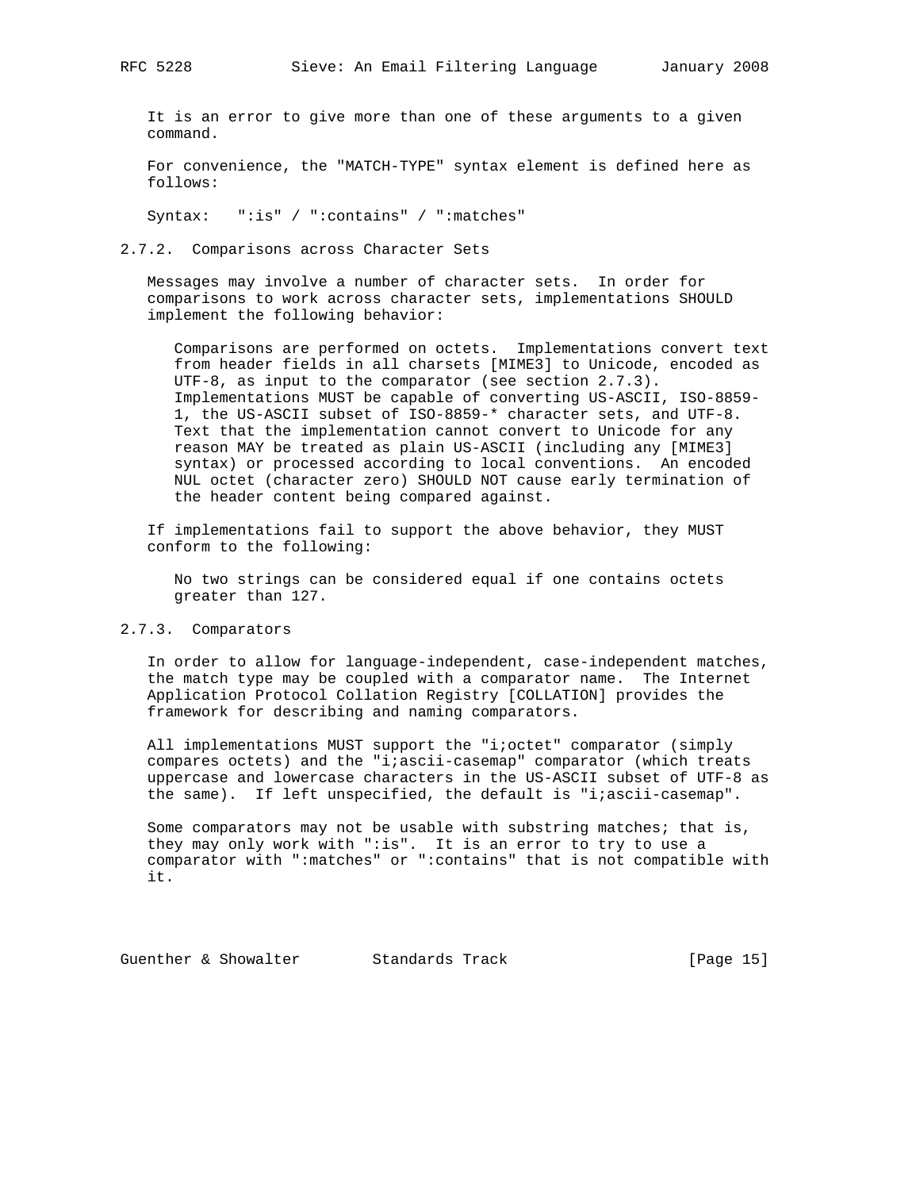It is an error to give more than one of these arguments to a given command.

For convenience, the "MATCH-TYPE" syntax element is defined here as follows:

```
Syntax:   ":is" / ":contains" / ":matches"
```

### 2.7.2. Comparisons across Character Sets

Messages may involve a number of character sets. In order for comparisons to work across character sets, implementations SHOULD implement the following behavior:

> Comparisons are performed on octets. Implementations convert text from header fields in all charsets [MIME3] to Unicode, encoded as UTF-8, as input to the comparator (see section 2.7.3). Implementations MUST be capable of converting US-ASCII, ISO-8859-1, the US-ASCII subset of ISO-8859-* character sets, and UTF-8. Text that the implementation cannot convert to Unicode for any reason MAY be treated as plain US-ASCII (including any [MIME3] syntax) or processed according to local conventions. An encoded NUL octet (character zero) SHOULD NOT cause early termination of the header content being compared against.

If implementations fail to support the above behavior, they MUST conform to the following:

> No two strings can be considered equal if one contains octets greater than 127.

### 2.7.3. Comparators

In order to allow for language-independent, case-independent matches, the match type may be coupled with a comparator name. The Internet Application Protocol Collation Registry [COLLATION] provides the framework for describing and naming comparators.

All implementations MUST support the "i;octet" comparator (simply compares octets) and the "i;ascii-casemap" comparator (which treats uppercase and lowercase characters in the US-ASCII subset of UTF-8 as the same). If left unspecified, the default is "i;ascii-casemap".

Some comparators may not be usable with substring matches; that is, they may only work with ":is". It is an error to try to use a comparator with ":matches" or ":contains" that is not compatible with it.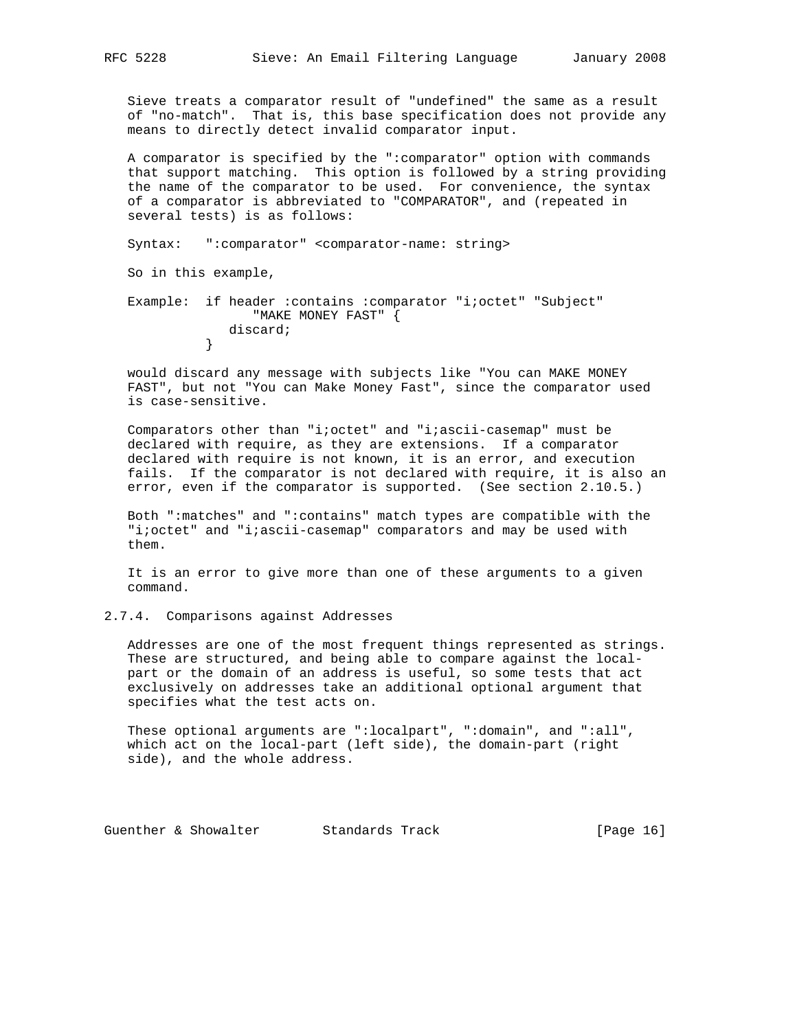Sieve treats a comparator result of "undefined" the same as a result of "no-match". That is, this base specification does not provide any means to directly detect invalid comparator input.

A comparator is specified by the ":comparator" option with commands that support matching. This option is followed by a string providing the name of the comparator to be used. For convenience, the syntax of a comparator is abbreviated to "COMPARATOR", and (repeated in several tests) is as follows:

```
Syntax:   ":comparator" <comparator-name: string>
```

So in this example,

```
Example:  if header :contains :comparator "i;octet" "Subject"
                   "MAKE MONEY FAST" {
              discard;
          }
```

would discard any message with subjects like "You can MAKE MONEY FAST", but not "You can Make Money Fast", since the comparator used is case-sensitive.

Comparators other than "i;octet" and "i;ascii-casemap" must be declared with require, as they are extensions. If a comparator declared with require is not known, it is an error, and execution fails. If the comparator is not declared with require, it is also an error, even if the comparator is supported. (See section 2.10.5.)

Both ":matches" and ":contains" match types are compatible with the "i;octet" and "i;ascii-casemap" comparators and may be used with them.

It is an error to give more than one of these arguments to a given command.

### 2.7.4. Comparisons against Addresses

Addresses are one of the most frequent things represented as strings. These are structured, and being able to compare against the local-part or the domain of an address is useful, so some tests that act exclusively on addresses take an additional optional argument that specifies what the test acts on.

These optional arguments are ":localpart", ":domain", and ":all", which act on the local-part (left side), the domain-part (right side), and the whole address.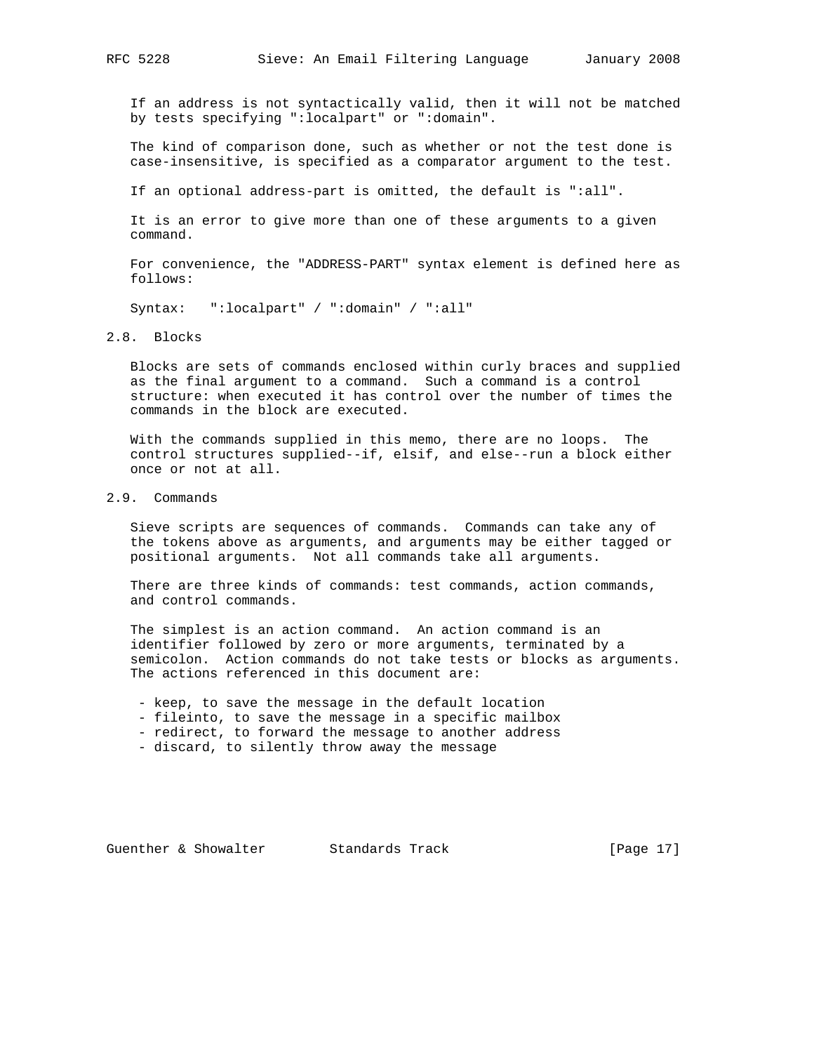If an address is not syntactically valid, then it will not be matched by tests specifying ":localpart" or ":domain".

The kind of comparison done, such as whether or not the test done is case-insensitive, is specified as a comparator argument to the test.

If an optional address-part is omitted, the default is ":all".

It is an error to give more than one of these arguments to a given command.

For convenience, the "ADDRESS-PART" syntax element is defined here as follows:

```
Syntax:   ":localpart" / ":domain" / ":all"
```

## 2.8. Blocks

Blocks are sets of commands enclosed within curly braces and supplied as the final argument to a command. Such a command is a control structure: when executed it has control over the number of times the commands in the block are executed.

With the commands supplied in this memo, there are no loops. The control structures supplied--if, elsif, and else--run a block either once or not at all.

## 2.9. Commands

Sieve scripts are sequences of commands. Commands can take any of the tokens above as arguments, and arguments may be either tagged or positional arguments. Not all commands take all arguments.

There are three kinds of commands: test commands, action commands, and control commands.

The simplest is an action command. An action command is an identifier followed by zero or more arguments, terminated by a semicolon. Action commands do not take tests or blocks as arguments. The actions referenced in this document are:

- keep, to save the message in the default location
- fileinto, to save the message in a specific mailbox
- redirect, to forward the message to another address
- discard, to silently throw away the message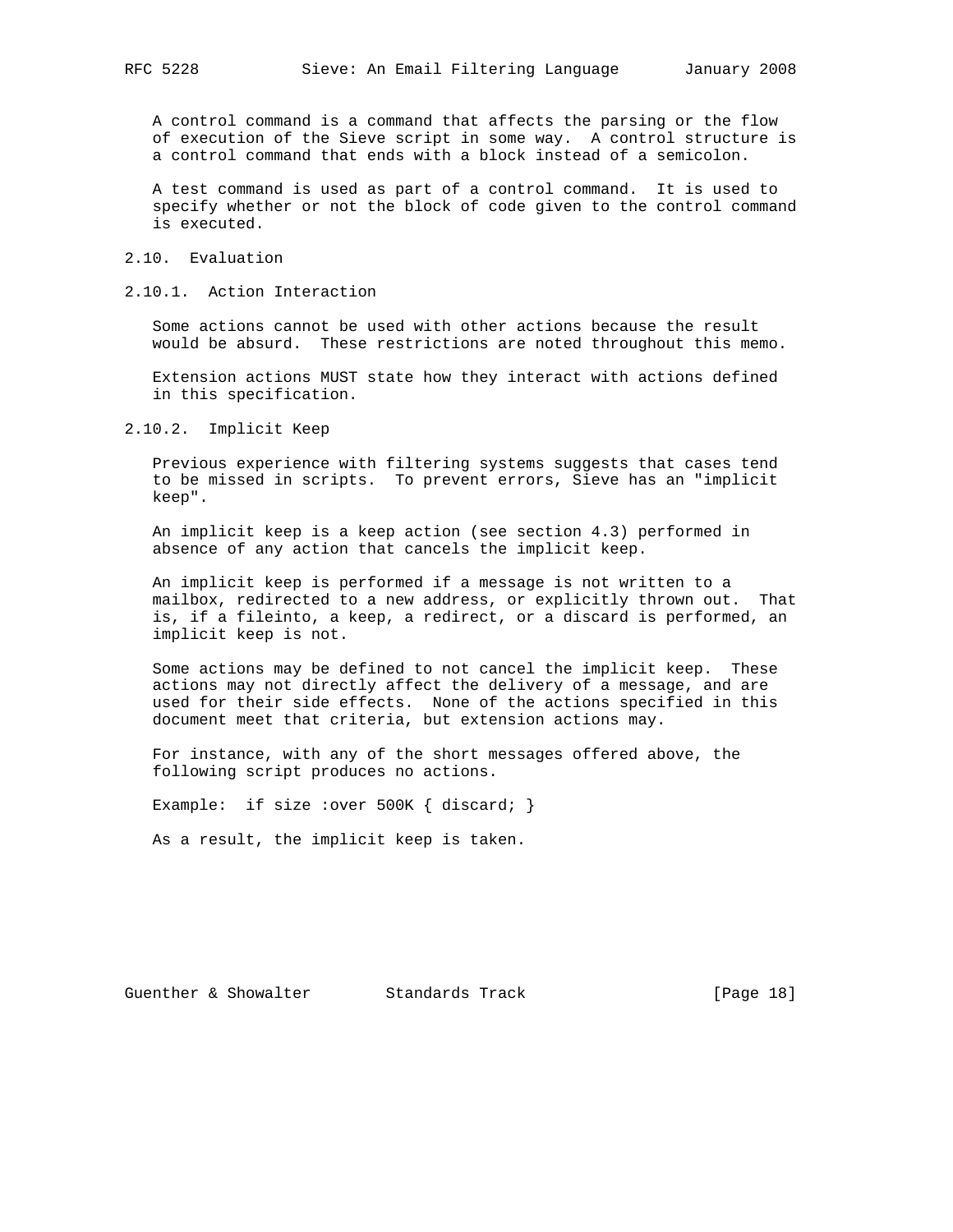A control command is a command that affects the parsing or the flow of execution of the Sieve script in some way. A control structure is a control command that ends with a block instead of a semicolon.

A test command is used as part of a control command. It is used to specify whether or not the block of code given to the control command is executed.

## 2.10. Evaluation

### 2.10.1. Action Interaction

Some actions cannot be used with other actions because the result would be absurd. These restrictions are noted throughout this memo.

Extension actions MUST state how they interact with actions defined in this specification.

### 2.10.2. Implicit Keep

Previous experience with filtering systems suggests that cases tend to be missed in scripts. To prevent errors, Sieve has an "implicit keep".

An implicit keep is a keep action (see section 4.3) performed in absence of any action that cancels the implicit keep.

An implicit keep is performed if a message is not written to a mailbox, redirected to a new address, or explicitly thrown out. That is, if a fileinto, a keep, a redirect, or a discard is performed, an implicit keep is not.

Some actions may be defined to not cancel the implicit keep. These actions may not directly affect the delivery of a message, and are used for their side effects. None of the actions specified in this document meet that criteria, but extension actions may.

For instance, with any of the short messages offered above, the following script produces no actions.

```
Example:  if size :over 500K { discard; }
```

As a result, the implicit keep is taken.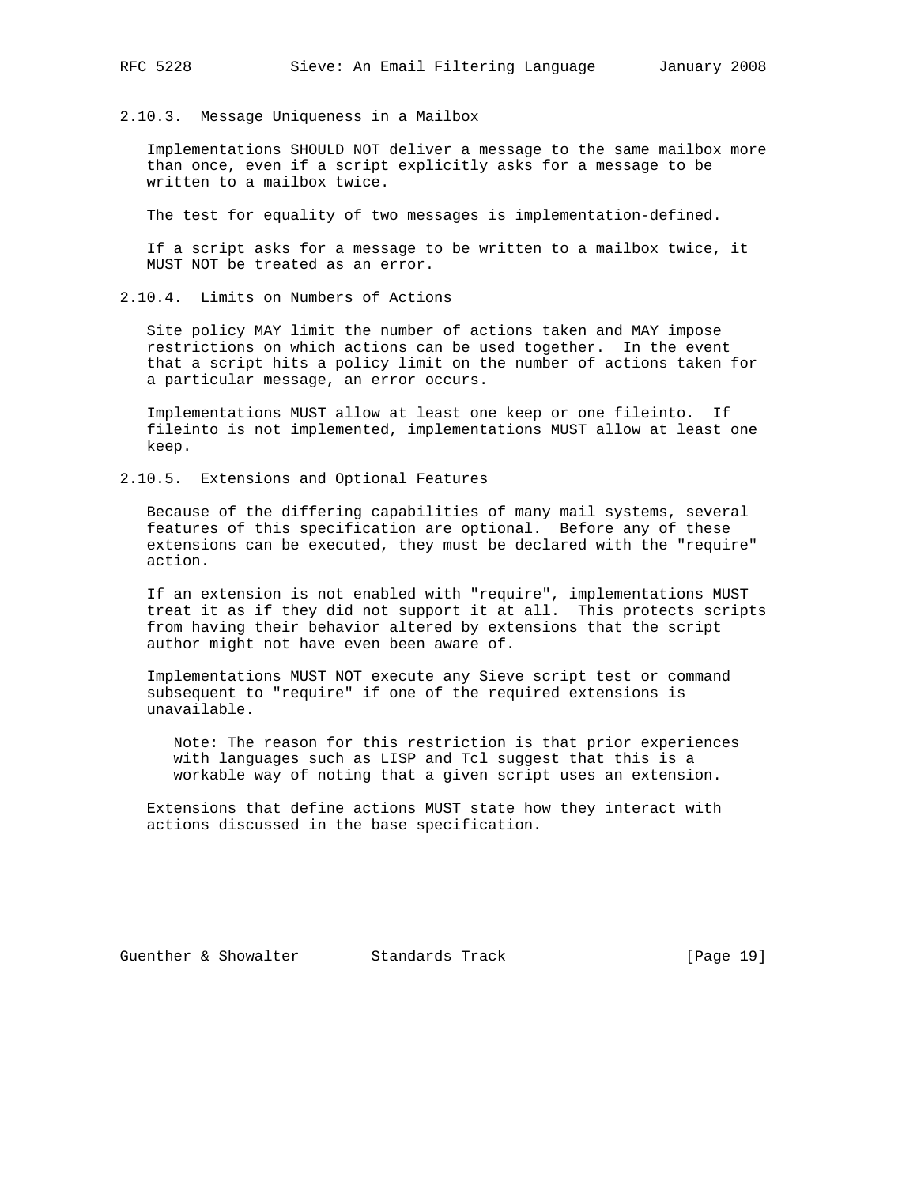### 2.10.3. Message Uniqueness in a Mailbox

Implementations SHOULD NOT deliver a message to the same mailbox more than once, even if a script explicitly asks for a message to be written to a mailbox twice.

The test for equality of two messages is implementation-defined.

If a script asks for a message to be written to a mailbox twice, it MUST NOT be treated as an error.

### 2.10.4. Limits on Numbers of Actions

Site policy MAY limit the number of actions taken and MAY impose restrictions on which actions can be used together. In the event that a script hits a policy limit on the number of actions taken for a particular message, an error occurs.

Implementations MUST allow at least one keep or one fileinto. If fileinto is not implemented, implementations MUST allow at least one keep.

### 2.10.5. Extensions and Optional Features

Because of the differing capabilities of many mail systems, several features of this specification are optional. Before any of these extensions can be executed, they must be declared with the "require" action.

If an extension is not enabled with "require", implementations MUST treat it as if they did not support it at all. This protects scripts from having their behavior altered by extensions that the script author might not have even been aware of.

Implementations MUST NOT execute any Sieve script test or command subsequent to "require" if one of the required extensions is unavailable.

> Note: The reason for this restriction is that prior experiences with languages such as LISP and Tcl suggest that this is a workable way of noting that a given script uses an extension.

Extensions that define actions MUST state how they interact with actions discussed in the base specification.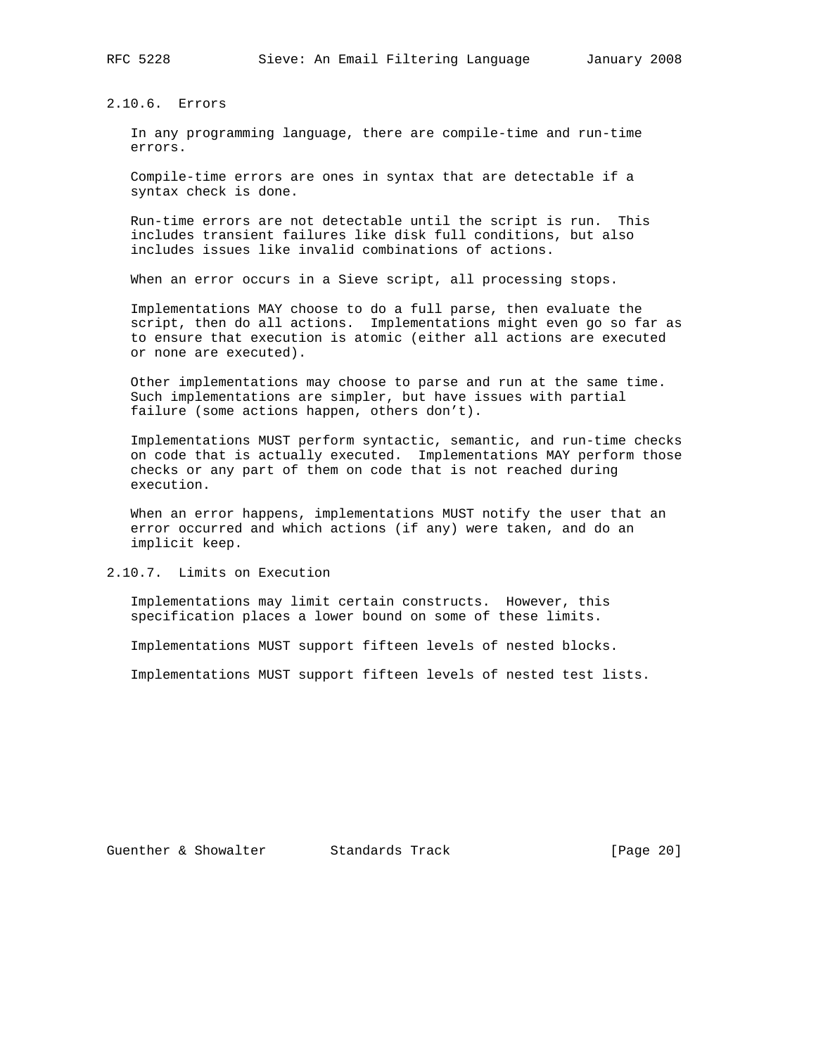### 2.10.6. Errors

In any programming language, there are compile-time and run-time errors.

Compile-time errors are ones in syntax that are detectable if a syntax check is done.

Run-time errors are not detectable until the script is run. This includes transient failures like disk full conditions, but also includes issues like invalid combinations of actions.

When an error occurs in a Sieve script, all processing stops.

Implementations MAY choose to do a full parse, then evaluate the script, then do all actions. Implementations might even go so far as to ensure that execution is atomic (either all actions are executed or none are executed).

Other implementations may choose to parse and run at the same time. Such implementations are simpler, but have issues with partial failure (some actions happen, others don't).

Implementations MUST perform syntactic, semantic, and run-time checks on code that is actually executed. Implementations MAY perform those checks or any part of them on code that is not reached during execution.

When an error happens, implementations MUST notify the user that an error occurred and which actions (if any) were taken, and do an implicit keep.

### 2.10.7. Limits on Execution

Implementations may limit certain constructs. However, this specification places a lower bound on some of these limits.

Implementations MUST support fifteen levels of nested blocks.

Implementations MUST support fifteen levels of nested test lists.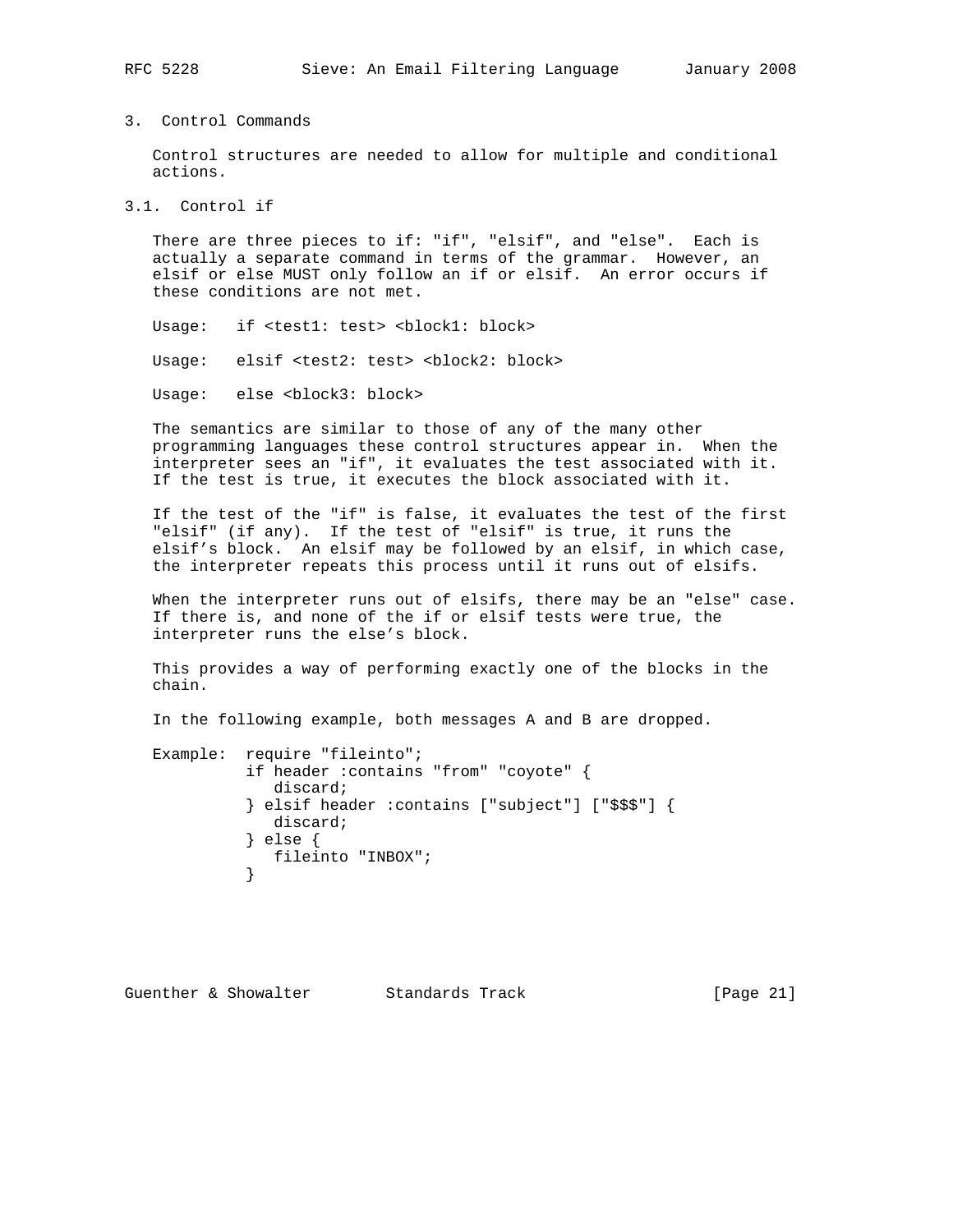## 3. Control Commands

Control structures are needed to allow for multiple and conditional actions.

### 3.1. Control if

There are three pieces to if: "if", "elsif", and "else". Each is actually a separate command in terms of the grammar. However, an elsif or else MUST only follow an if or elsif. An error occurs if these conditions are not met.

Usage: if <test1: test> <block1: block>

Usage: elsif <test2: test> <block2: block>

Usage: else <block3: block>

The semantics are similar to those of any of the many other programming languages these control structures appear in. When the interpreter sees an "if", it evaluates the test associated with it. If the test is true, it executes the block associated with it.

If the test of the "if" is false, it evaluates the test of the first "elsif" (if any). If the test of "elsif" is true, it runs the elsif's block. An elsif may be followed by an elsif, in which case, the interpreter repeats this process until it runs out of elsifs.

When the interpreter runs out of elsifs, there may be an "else" case. If there is, and none of the if or elsif tests were true, the interpreter runs the else's block.

This provides a way of performing exactly one of the blocks in the chain.

In the following example, both messages A and B are dropped.

Example:

```
require "fileinto";
if header :contains "from" "coyote" {
   discard;
} elsif header :contains ["subject"] ["$$$"] {
   discard;
} else {
   fileinto "INBOX";
}
```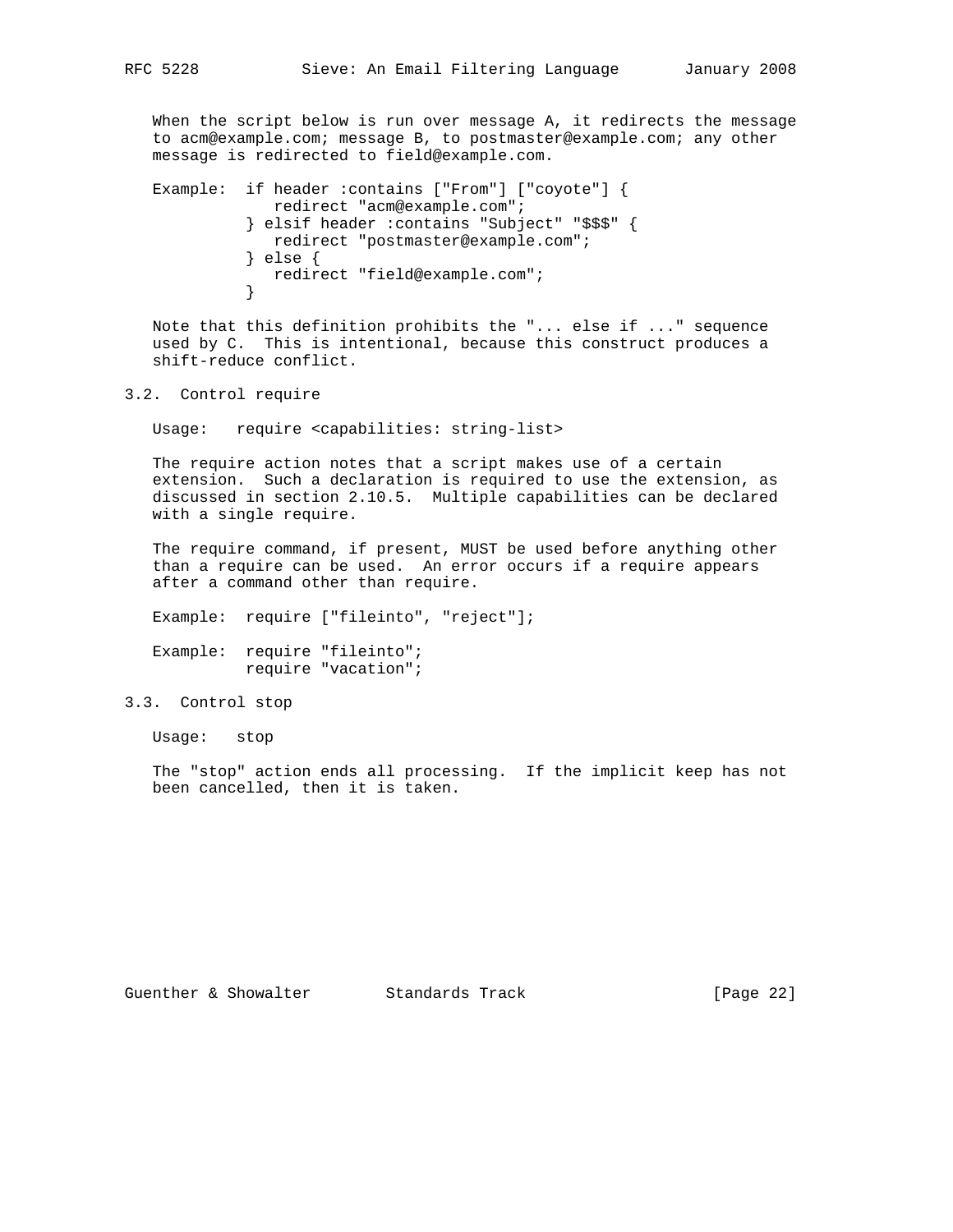When the script below is run over message A, it redirects the message to acm@example.com; message B, to postmaster@example.com; any other message is redirected to field@example.com.

```
Example:  if header :contains ["From"] ["coyote"] {
             redirect "acm@example.com";
          } elsif header :contains "Subject" "$$$" {
             redirect "postmaster@example.com";
          } else {
             redirect "field@example.com";
          }
```

Note that this definition prohibits the "... else if ..." sequence used by C. This is intentional, because this construct produces a shift-reduce conflict.

## 3.2. Control require

Usage:   require <capabilities: string-list>

The require action notes that a script makes use of a certain extension. Such a declaration is required to use the extension, as discussed in section 2.10.5. Multiple capabilities can be declared with a single require.

The require command, if present, MUST be used before anything other than a require can be used. An error occurs if a require appears after a command other than require.

```
Example:  require ["fileinto", "reject"];
```

```
Example:  require "fileinto";
          require "vacation";
```

## 3.3. Control stop

Usage:   stop

The "stop" action ends all processing. If the implicit keep has not been cancelled, then it is taken.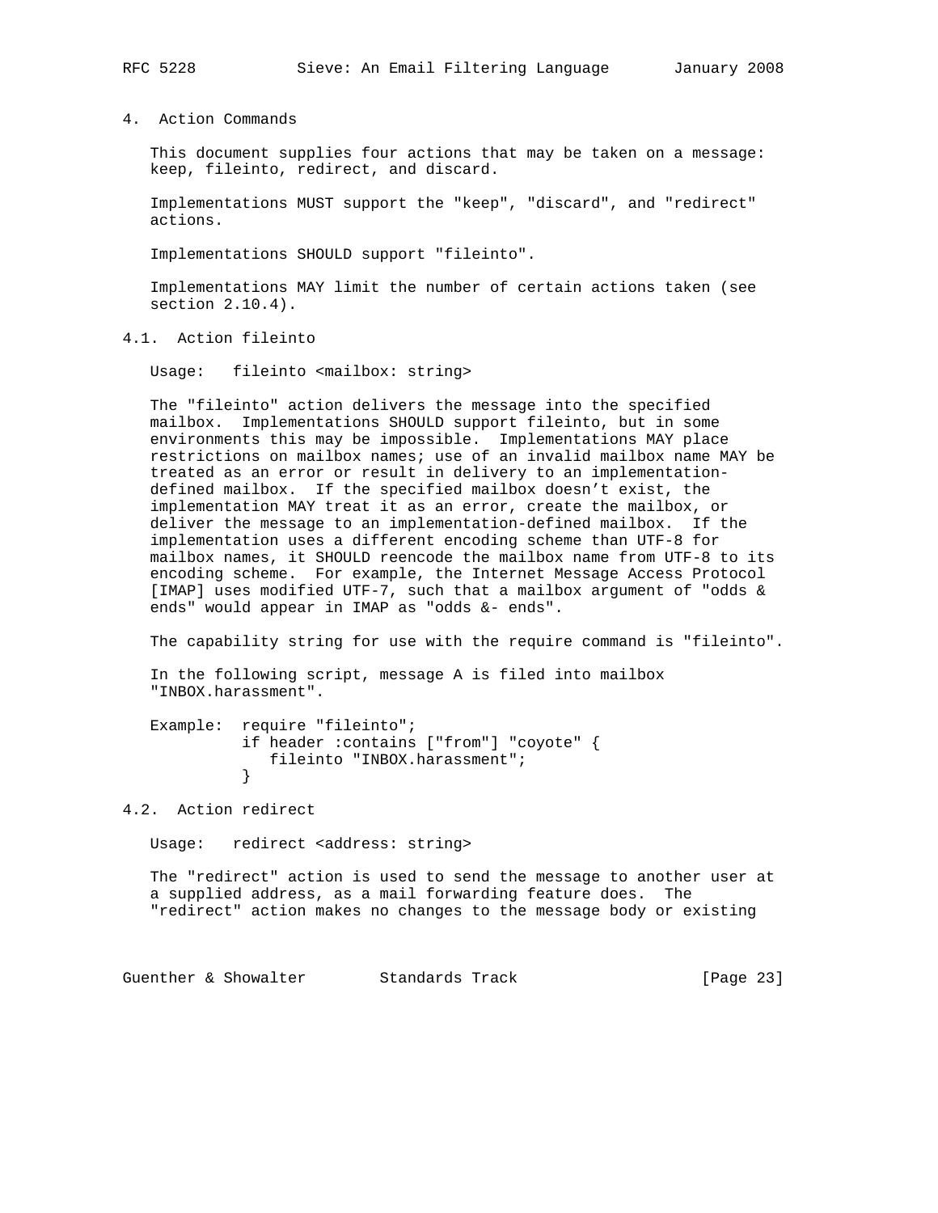# 4. Action Commands

This document supplies four actions that may be taken on a message: keep, fileinto, redirect, and discard.

Implementations MUST support the "keep", "discard", and "redirect" actions.

Implementations SHOULD support "fileinto".

Implementations MAY limit the number of certain actions taken (see section 2.10.4).

## 4.1. Action fileinto

Usage: fileinto <mailbox: string>

The "fileinto" action delivers the message into the specified mailbox. Implementations SHOULD support fileinto, but in some environments this may be impossible. Implementations MAY place restrictions on mailbox names; use of an invalid mailbox name MAY be treated as an error or result in delivery to an implementation-defined mailbox. If the specified mailbox doesn't exist, the implementation MAY treat it as an error, create the mailbox, or deliver the message to an implementation-defined mailbox. If the implementation uses a different encoding scheme than UTF-8 for mailbox names, it SHOULD reencode the mailbox name from UTF-8 to its encoding scheme. For example, the Internet Message Access Protocol [IMAP] uses modified UTF-7, such that a mailbox argument of "odds & ends" would appear in IMAP as "odds &- ends".

The capability string for use with the require command is "fileinto".

In the following script, message A is filed into mailbox "INBOX.harassment".

Example:
```
require "fileinto";
if header :contains ["from"] "coyote" {
   fileinto "INBOX.harassment";
}
```

## 4.2. Action redirect

Usage: redirect <address: string>

The "redirect" action is used to send the message to another user at a supplied address, as a mail forwarding feature does. The "redirect" action makes no changes to the message body or existing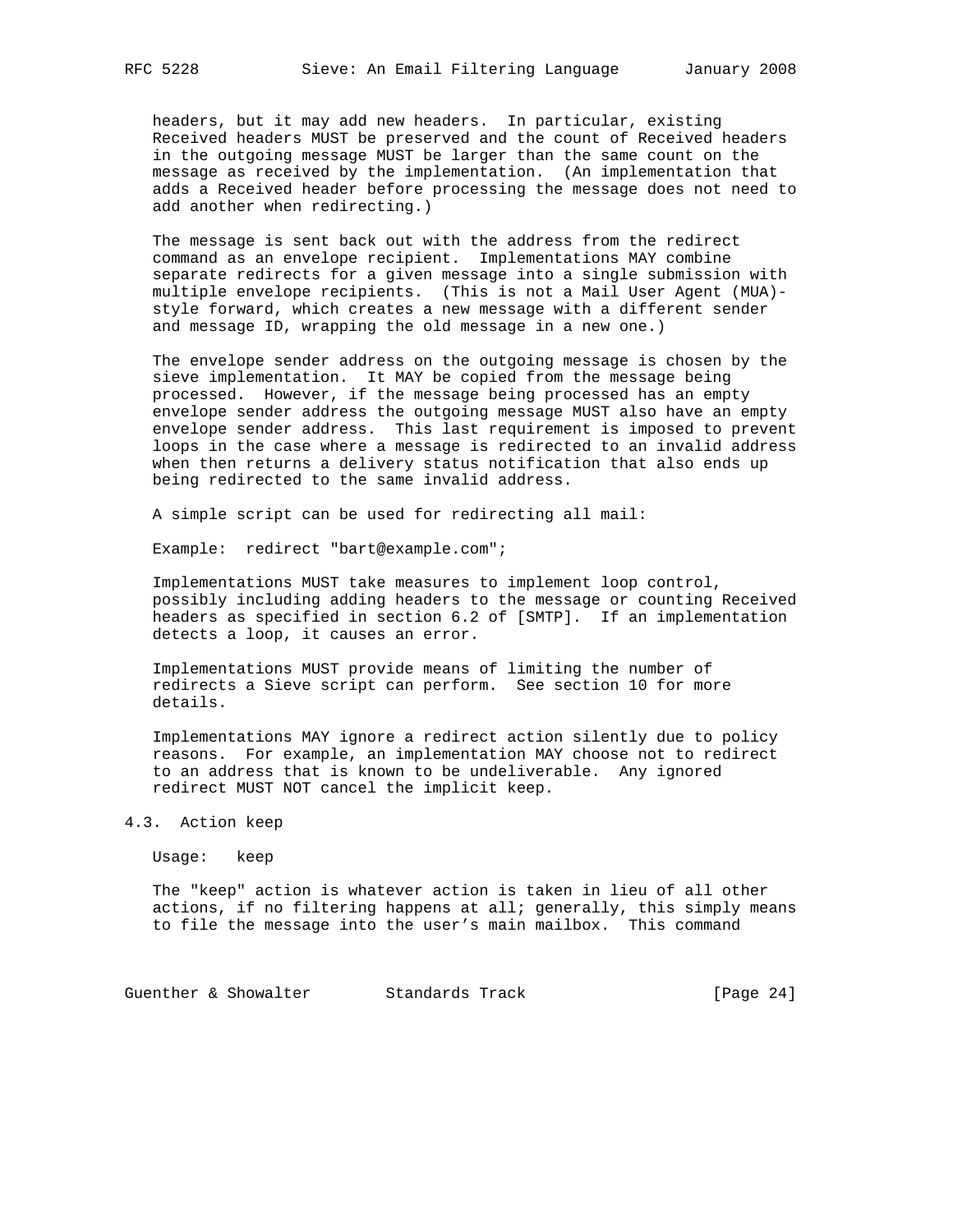headers, but it may add new headers. In particular, existing Received headers MUST be preserved and the count of Received headers in the outgoing message MUST be larger than the same count on the message as received by the implementation. (An implementation that adds a Received header before processing the message does not need to add another when redirecting.)

The message is sent back out with the address from the redirect command as an envelope recipient. Implementations MAY combine separate redirects for a given message into a single submission with multiple envelope recipients. (This is not a Mail User Agent (MUA)-style forward, which creates a new message with a different sender and message ID, wrapping the old message in a new one.)

The envelope sender address on the outgoing message is chosen by the sieve implementation. It MAY be copied from the message being processed. However, if the message being processed has an empty envelope sender address the outgoing message MUST also have an empty envelope sender address. This last requirement is imposed to prevent loops in the case where a message is redirected to an invalid address when then returns a delivery status notification that also ends up being redirected to the same invalid address.

A simple script can be used for redirecting all mail:

```
Example:  redirect "bart@example.com";
```

Implementations MUST take measures to implement loop control, possibly including adding headers to the message or counting Received headers as specified in section 6.2 of [SMTP]. If an implementation detects a loop, it causes an error.

Implementations MUST provide means of limiting the number of redirects a Sieve script can perform. See section 10 for more details.

Implementations MAY ignore a redirect action silently due to policy reasons. For example, an implementation MAY choose not to redirect to an address that is known to be undeliverable. Any ignored redirect MUST NOT cancel the implicit keep.

## 4.3. Action keep

```
Usage:   keep
```

The "keep" action is whatever action is taken in lieu of all other actions, if no filtering happens at all; generally, this simply means to file the message into the user's main mailbox. This command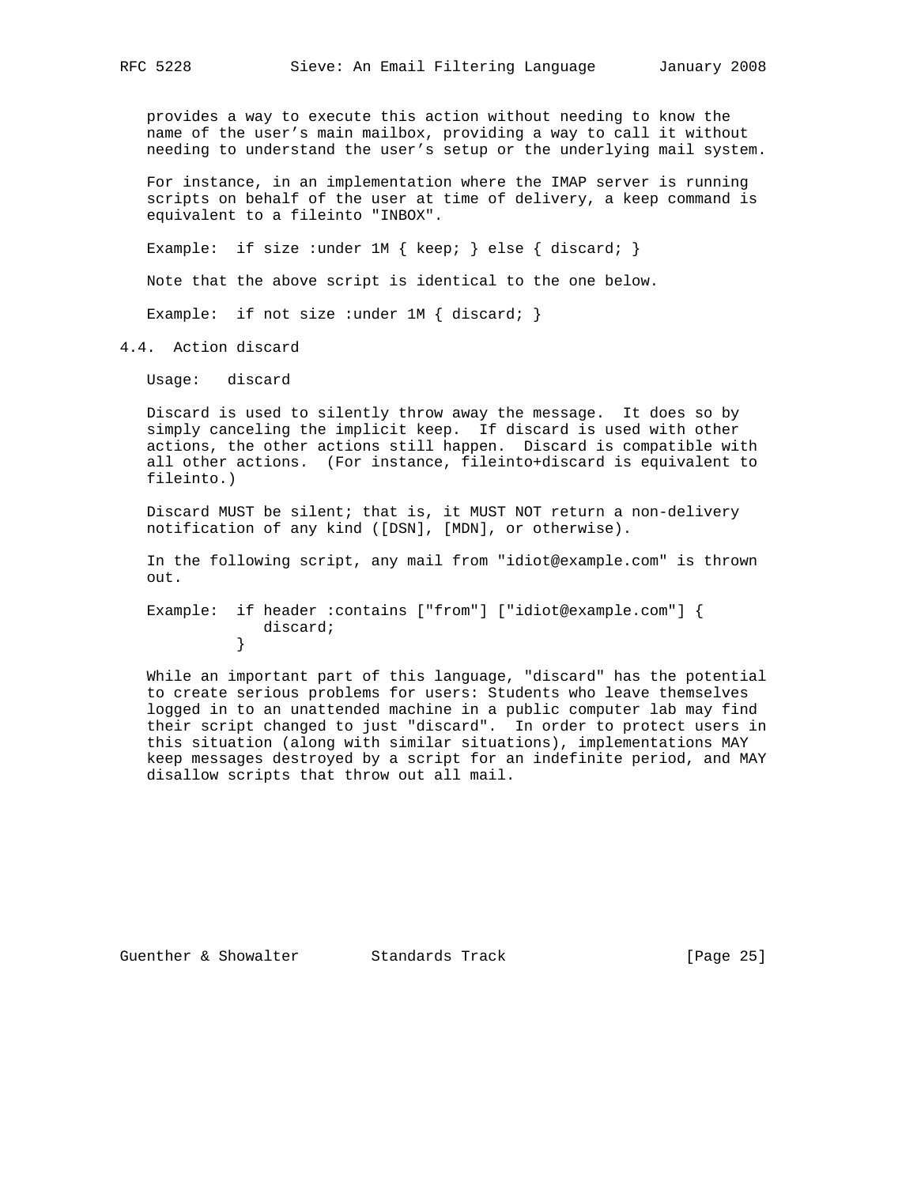provides a way to execute this action without needing to know the name of the user's main mailbox, providing a way to call it without needing to understand the user's setup or the underlying mail system.

For instance, in an implementation where the IMAP server is running scripts on behalf of the user at time of delivery, a keep command is equivalent to a fileinto "INBOX".

```
Example:  if size :under 1M { keep; } else { discard; }
```

Note that the above script is identical to the one below.

```
Example:  if not size :under 1M { discard; }
```

## 4.4. Action discard

```
Usage:   discard
```

Discard is used to silently throw away the message. It does so by simply canceling the implicit keep. If discard is used with other actions, the other actions still happen. Discard is compatible with all other actions. (For instance, fileinto+discard is equivalent to fileinto.)

Discard MUST be silent; that is, it MUST NOT return a non-delivery notification of any kind ([DSN], [MDN], or otherwise).

In the following script, any mail from "idiot@example.com" is thrown out.

```
Example:  if header :contains ["from"] ["idiot@example.com"] {
             discard;
          }
```

While an important part of this language, "discard" has the potential to create serious problems for users: Students who leave themselves logged in to an unattended machine in a public computer lab may find their script changed to just "discard". In order to protect users in this situation (along with similar situations), implementations MAY keep messages destroyed by a script for an indefinite period, and MAY disallow scripts that throw out all mail.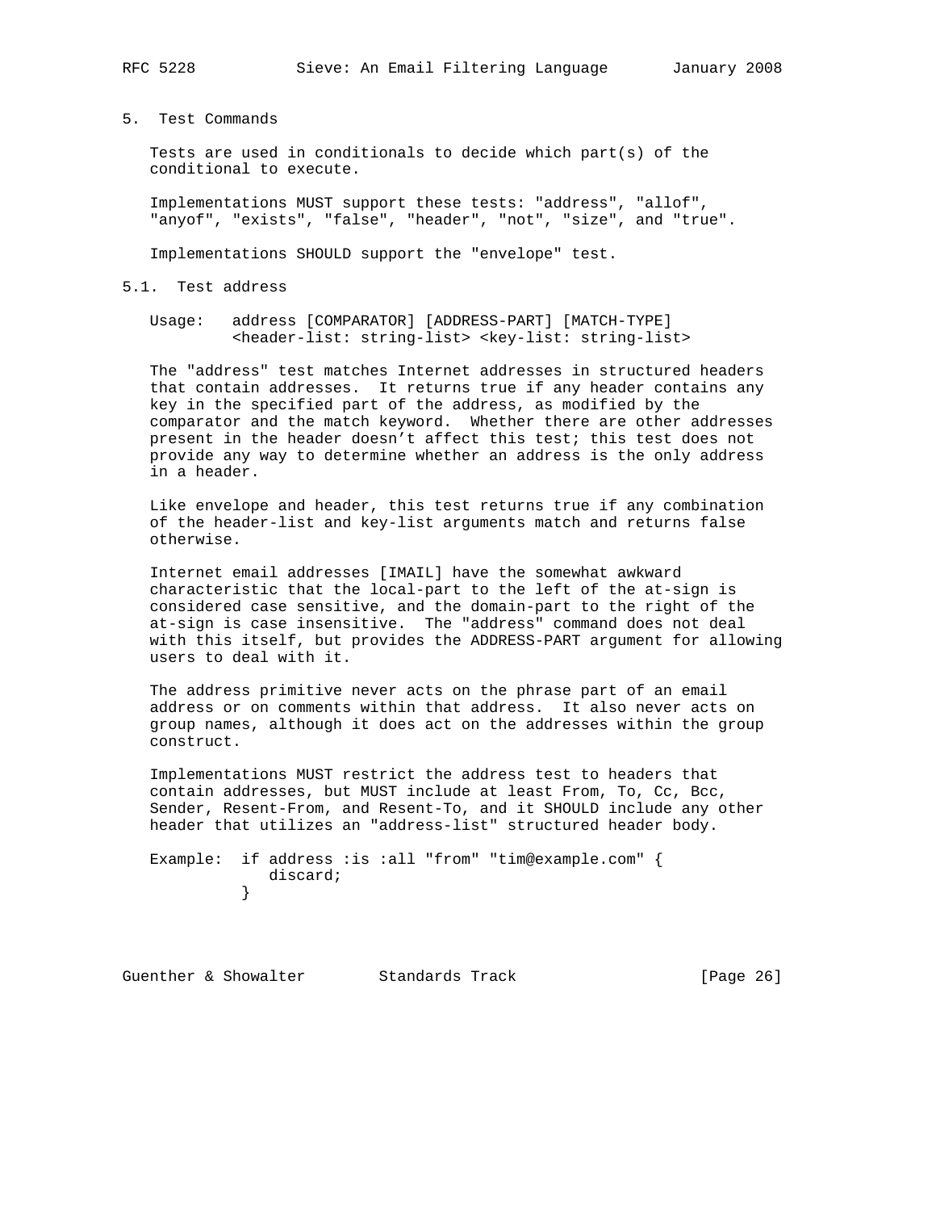## 5. Test Commands

Tests are used in conditionals to decide which part(s) of the conditional to execute.

Implementations MUST support these tests: "address", "allof", "anyof", "exists", "false", "header", "not", "size", and "true".

Implementations SHOULD support the "envelope" test.

### 5.1. Test address

```
Usage:   address [COMPARATOR] [ADDRESS-PART] [MATCH-TYPE]
         <header-list: string-list> <key-list: string-list>
```

The "address" test matches Internet addresses in structured headers that contain addresses. It returns true if any header contains any key in the specified part of the address, as modified by the comparator and the match keyword. Whether there are other addresses present in the header doesn't affect this test; this test does not provide any way to determine whether an address is the only address in a header.

Like envelope and header, this test returns true if any combination of the header-list and key-list arguments match and returns false otherwise.

Internet email addresses [IMAIL] have the somewhat awkward characteristic that the local-part to the left of the at-sign is considered case sensitive, and the domain-part to the right of the at-sign is case insensitive. The "address" command does not deal with this itself, but provides the ADDRESS-PART argument for allowing users to deal with it.

The address primitive never acts on the phrase part of an email address or on comments within that address. It also never acts on group names, although it does act on the addresses within the group construct.

Implementations MUST restrict the address test to headers that contain addresses, but MUST include at least From, To, Cc, Bcc, Sender, Resent-From, and Resent-To, and it SHOULD include any other header that utilizes an "address-list" structured header body.

```
Example:  if address :is :all "from" "tim@example.com" {
             discard;
          }
```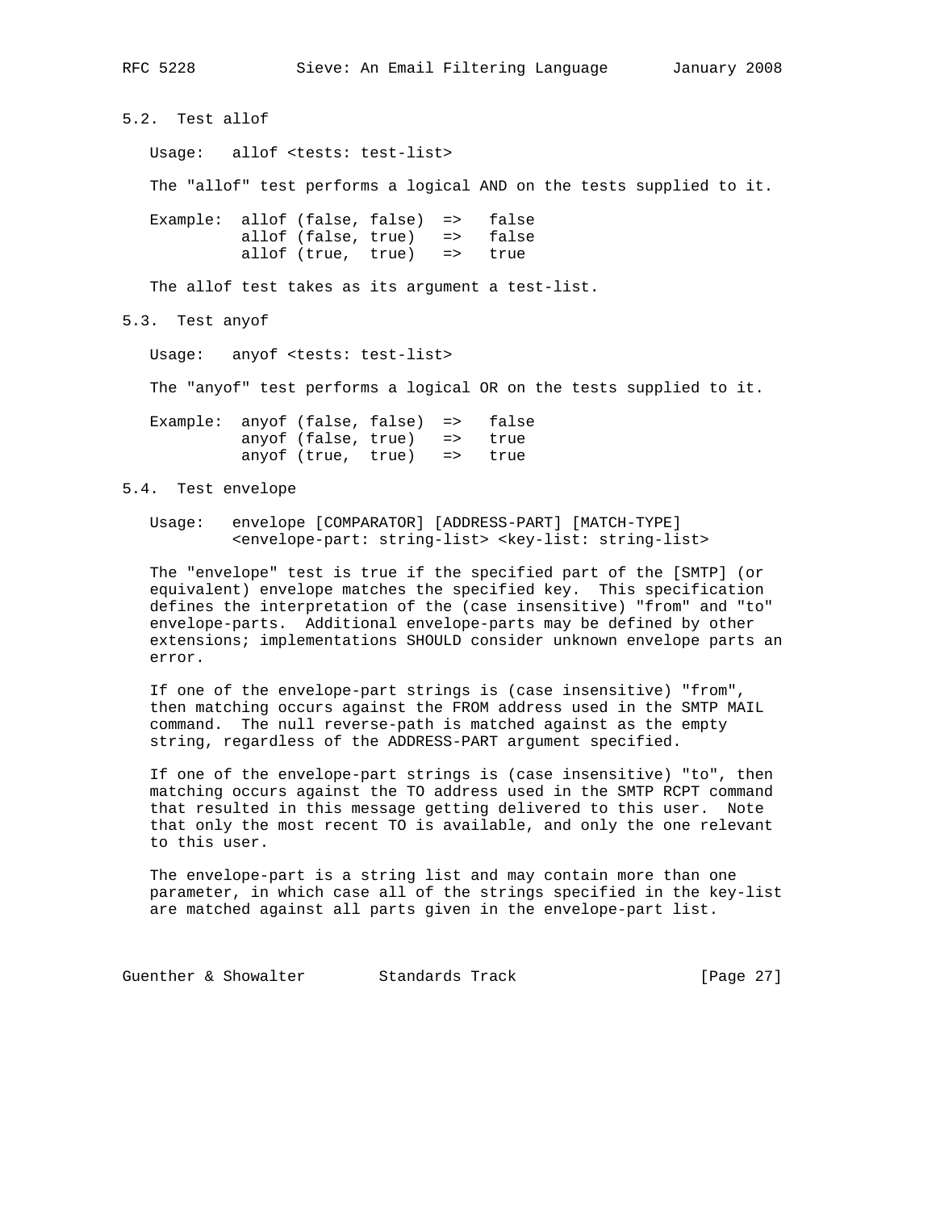### 5.2. Test allof

Usage: allof <tests: test-list>

The "allof" test performs a logical AND on the tests supplied to it.

```
Example:  allof (false, false)  =>   false
          allof (false, true)   =>   false
          allof (true,  true)   =>   true
```

The allof test takes as its argument a test-list.

### 5.3. Test anyof

Usage: anyof <tests: test-list>

The "anyof" test performs a logical OR on the tests supplied to it.

```
Example:  anyof (false, false)  =>   false
          anyof (false, true)   =>   true
          anyof (true,  true)   =>   true
```

### 5.4. Test envelope

```
Usage:   envelope [COMPARATOR] [ADDRESS-PART] [MATCH-TYPE]
         <envelope-part: string-list> <key-list: string-list>
```

The "envelope" test is true if the specified part of the [SMTP] (or equivalent) envelope matches the specified key. This specification defines the interpretation of the (case insensitive) "from" and "to" envelope-parts. Additional envelope-parts may be defined by other extensions; implementations SHOULD consider unknown envelope parts an error.

If one of the envelope-part strings is (case insensitive) "from", then matching occurs against the FROM address used in the SMTP MAIL command. The null reverse-path is matched against as the empty string, regardless of the ADDRESS-PART argument specified.

If one of the envelope-part strings is (case insensitive) "to", then matching occurs against the TO address used in the SMTP RCPT command that resulted in this message getting delivered to this user. Note that only the most recent TO is available, and only the one relevant to this user.

The envelope-part is a string list and may contain more than one parameter, in which case all of the strings specified in the key-list are matched against all parts given in the envelope-part list.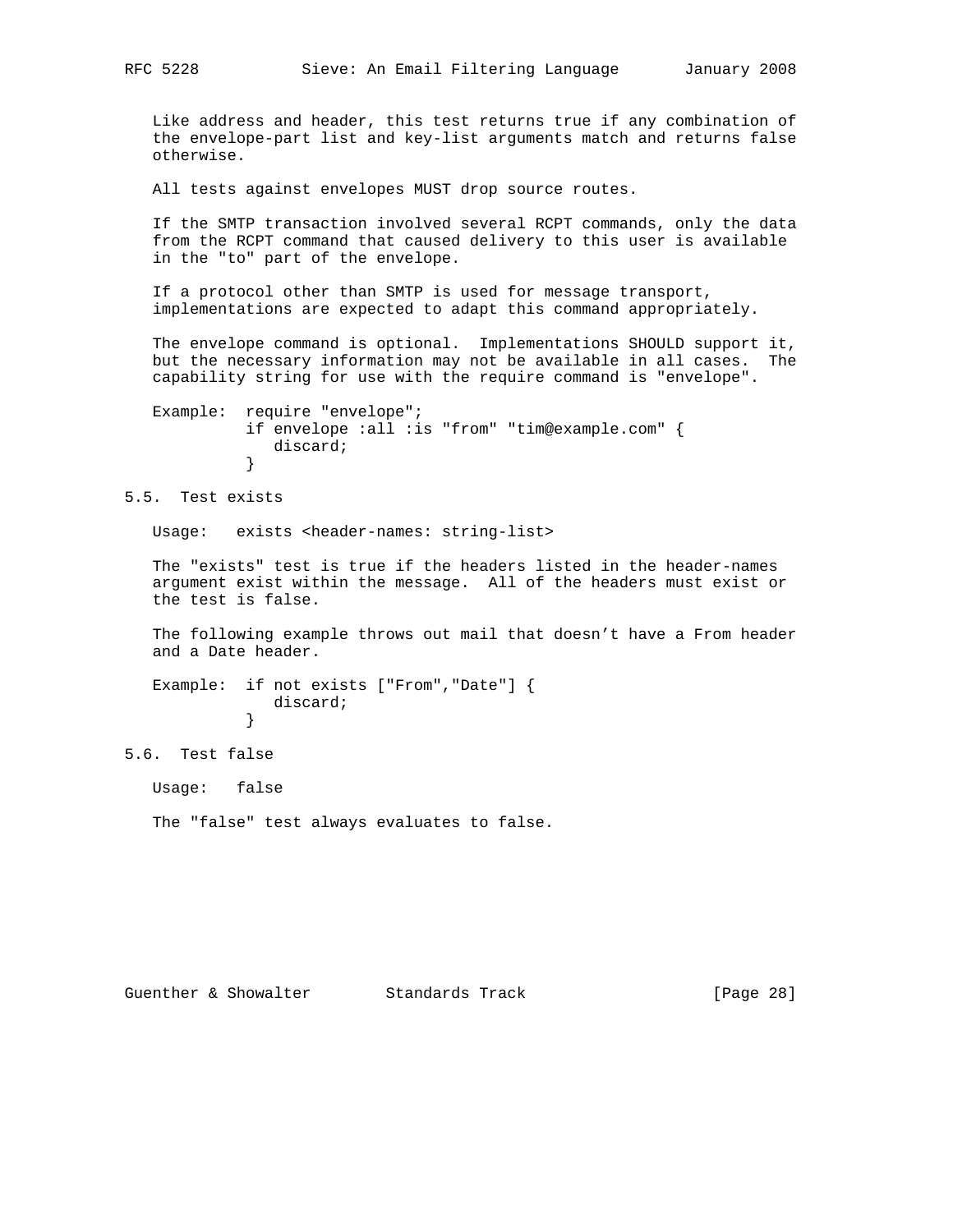Like address and header, this test returns true if any combination of the envelope-part list and key-list arguments match and returns false otherwise.

All tests against envelopes MUST drop source routes.

If the SMTP transaction involved several RCPT commands, only the data from the RCPT command that caused delivery to this user is available in the "to" part of the envelope.

If a protocol other than SMTP is used for message transport, implementations are expected to adapt this command appropriately.

The envelope command is optional. Implementations SHOULD support it, but the necessary information may not be available in all cases. The capability string for use with the require command is "envelope".

Example:

```
require "envelope";
if envelope :all :is "from" "tim@example.com" {
   discard;
}
```

## 5.5. Test exists

Usage: `exists <header-names: string-list>`

The "exists" test is true if the headers listed in the header-names argument exist within the message. All of the headers must exist or the test is false.

The following example throws out mail that doesn't have a From header and a Date header.

Example:

```
if not exists ["From","Date"] {
   discard;
}
```

## 5.6. Test false

Usage: `false`

The "false" test always evaluates to false.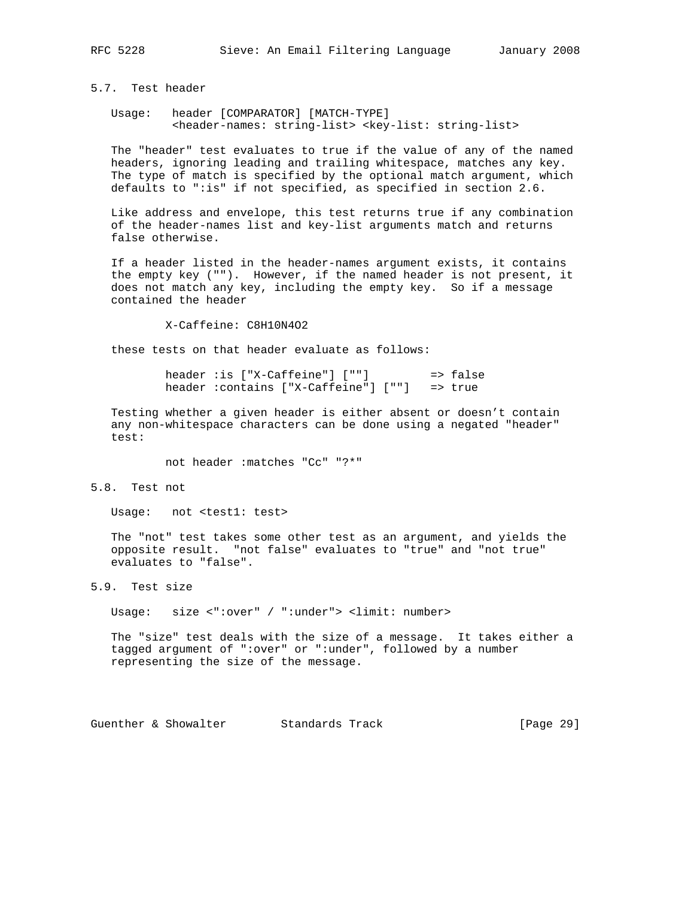### 5.7. Test header

```
Usage:   header [COMPARATOR] [MATCH-TYPE]
         <header-names: string-list> <key-list: string-list>
```

The "header" test evaluates to true if the value of any of the named headers, ignoring leading and trailing whitespace, matches any key. The type of match is specified by the optional match argument, which defaults to ":is" if not specified, as specified in section 2.6.

Like address and envelope, this test returns true if any combination of the header-names list and key-list arguments match and returns false otherwise.

If a header listed in the header-names argument exists, it contains the empty key (""). However, if the named header is not present, it does not match any key, including the empty key. So if a message contained the header

```
X-Caffeine: C8H10N4O2
```

these tests on that header evaluate as follows:

```
header :is ["X-Caffeine"] [""]         => false
header :contains ["X-Caffeine"] [""]   => true
```

Testing whether a given header is either absent or doesn't contain any non-whitespace characters can be done using a negated "header" test:

```
not header :matches "Cc" "?*"
```

### 5.8. Test not

```
Usage:   not <test1: test>
```

The "not" test takes some other test as an argument, and yields the opposite result. "not false" evaluates to "true" and "not true" evaluates to "false".

### 5.9. Test size

```
Usage:   size <":over" / ":under"> <limit: number>
```

The "size" test deals with the size of a message. It takes either a tagged argument of ":over" or ":under", followed by a number representing the size of the message.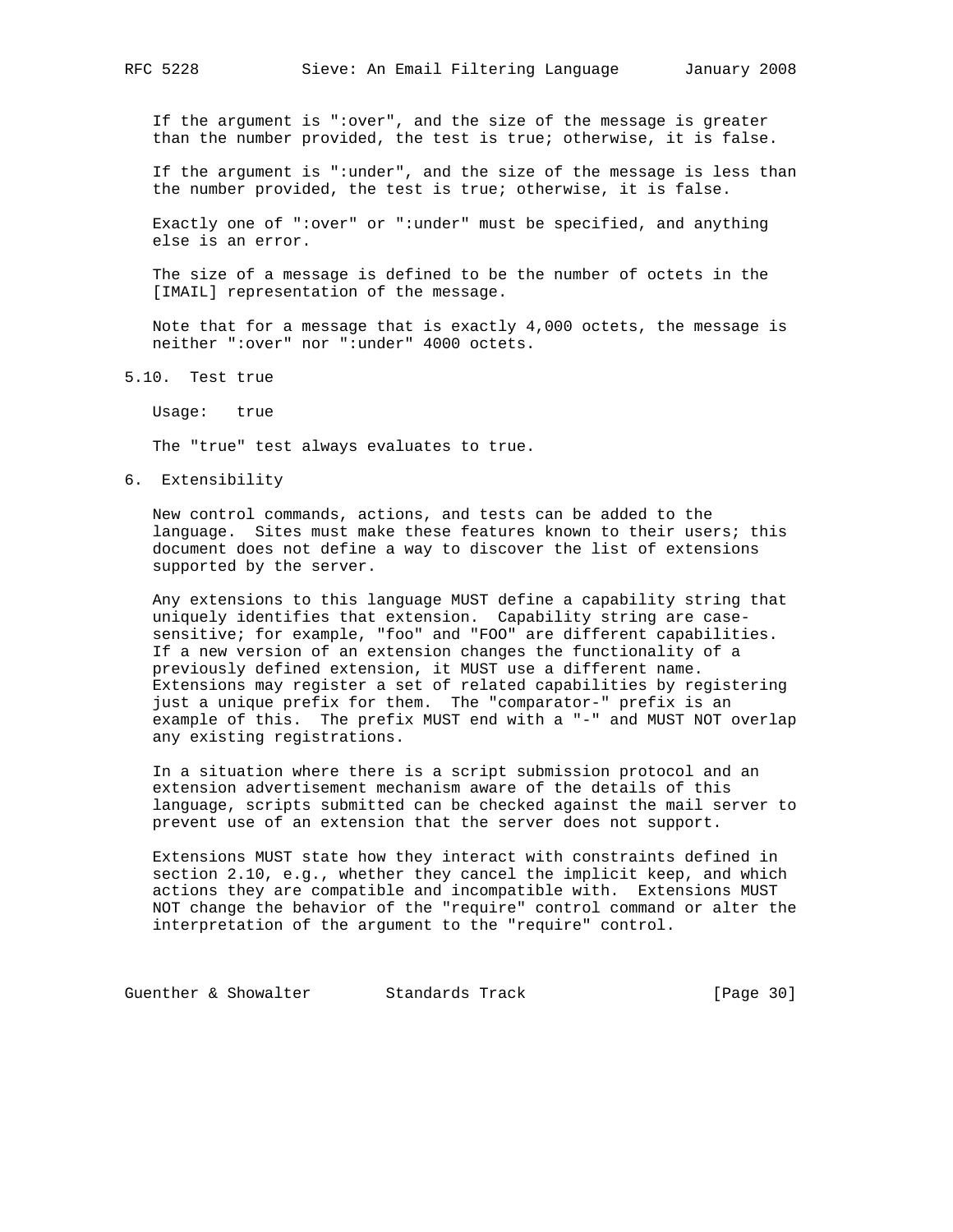If the argument is ":over", and the size of the message is greater than the number provided, the test is true; otherwise, it is false.

If the argument is ":under", and the size of the message is less than the number provided, the test is true; otherwise, it is false.

Exactly one of ":over" or ":under" must be specified, and anything else is an error.

The size of a message is defined to be the number of octets in the [IMAIL] representation of the message.

Note that for a message that is exactly 4,000 octets, the message is neither ":over" nor ":under" 4000 octets.

### 5.10. Test true

Usage: true

The "true" test always evaluates to true.

## 6. Extensibility

New control commands, actions, and tests can be added to the language. Sites must make these features known to their users; this document does not define a way to discover the list of extensions supported by the server.

Any extensions to this language MUST define a capability string that uniquely identifies that extension. Capability string are case-sensitive; for example, "foo" and "FOO" are different capabilities. If a new version of an extension changes the functionality of a previously defined extension, it MUST use a different name. Extensions may register a set of related capabilities by registering just a unique prefix for them. The "comparator-" prefix is an example of this. The prefix MUST end with a "-" and MUST NOT overlap any existing registrations.

In a situation where there is a script submission protocol and an extension advertisement mechanism aware of the details of this language, scripts submitted can be checked against the mail server to prevent use of an extension that the server does not support.

Extensions MUST state how they interact with constraints defined in section 2.10, e.g., whether they cancel the implicit keep, and which actions they are compatible and incompatible with. Extensions MUST NOT change the behavior of the "require" control command or alter the interpretation of the argument to the "require" control.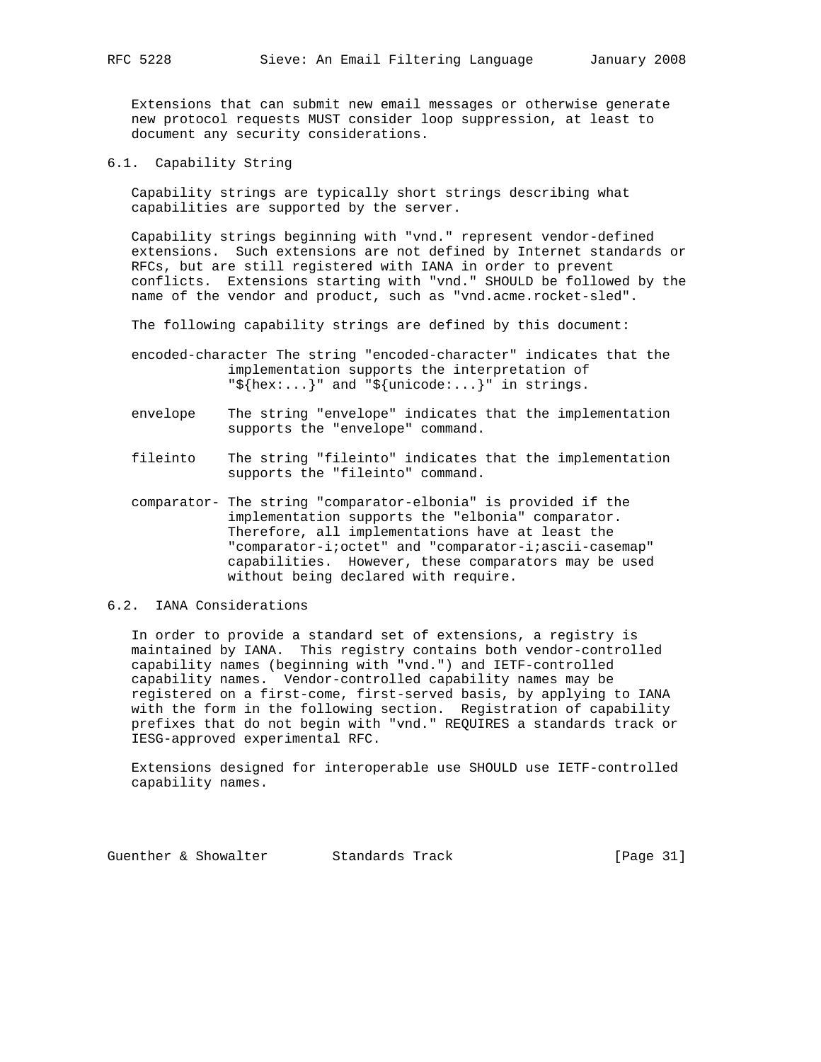Extensions that can submit new email messages or otherwise generate new protocol requests MUST consider loop suppression, at least to document any security considerations.

## 6.1. Capability String

Capability strings are typically short strings describing what capabilities are supported by the server.

Capability strings beginning with "vnd." represent vendor-defined extensions. Such extensions are not defined by Internet standards or RFCs, but are still registered with IANA in order to prevent conflicts. Extensions starting with "vnd." SHOULD be followed by the name of the vendor and product, such as "vnd.acme.rocket-sled".

The following capability strings are defined by this document:

encoded-character The string "encoded-character" indicates that the implementation supports the interpretation of "${hex:...}" and "${unicode:...}" in strings.

envelope The string "envelope" indicates that the implementation supports the "envelope" command.

fileinto The string "fileinto" indicates that the implementation supports the "fileinto" command.

comparator- The string "comparator-elbonia" is provided if the implementation supports the "elbonia" comparator. Therefore, all implementations have at least the "comparator-i;octet" and "comparator-i;ascii-casemap" capabilities. However, these comparators may be used without being declared with require.

## 6.2. IANA Considerations

In order to provide a standard set of extensions, a registry is maintained by IANA. This registry contains both vendor-controlled capability names (beginning with "vnd.") and IETF-controlled capability names. Vendor-controlled capability names may be registered on a first-come, first-served basis, by applying to IANA with the form in the following section. Registration of capability prefixes that do not begin with "vnd." REQUIRES a standards track or IESG-approved experimental RFC.

Extensions designed for interoperable use SHOULD use IETF-controlled capability names.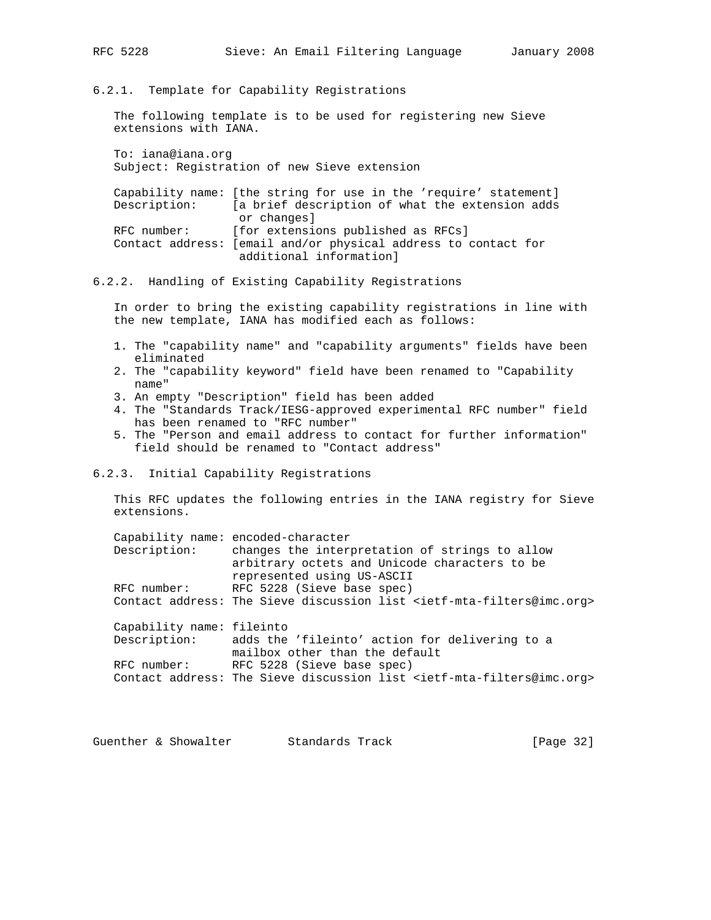### 6.2.1. Template for Capability Registrations

The following template is to be used for registering new Sieve extensions with IANA.

```
To: iana@iana.org
Subject: Registration of new Sieve extension

Capability name: [the string for use in the 'require' statement]
Description:     [a brief description of what the extension adds
                  or changes]
RFC number:      [for extensions published as RFCs]
Contact address: [email and/or physical address to contact for
                  additional information]
```

### 6.2.2. Handling of Existing Capability Registrations

In order to bring the existing capability registrations in line with the new template, IANA has modified each as follows:

1. The "capability name" and "capability arguments" fields have been eliminated
2. The "capability keyword" field have been renamed to "Capability name"
3. An empty "Description" field has been added
4. The "Standards Track/IESG-approved experimental RFC number" field has been renamed to "RFC number"
5. The "Person and email address to contact for further information" field should be renamed to "Contact address"

### 6.2.3. Initial Capability Registrations

This RFC updates the following entries in the IANA registry for Sieve extensions.

```
Capability name: encoded-character
Description:     changes the interpretation of strings to allow
                 arbitrary octets and Unicode characters to be
                 represented using US-ASCII
RFC number:      RFC 5228 (Sieve base spec)
Contact address: The Sieve discussion list <ietf-mta-filters@imc.org>

Capability name: fileinto
Description:     adds the 'fileinto' action for delivering to a
                 mailbox other than the default
RFC number:      RFC 5228 (Sieve base spec)
Contact address: The Sieve discussion list <ietf-mta-filters@imc.org>
```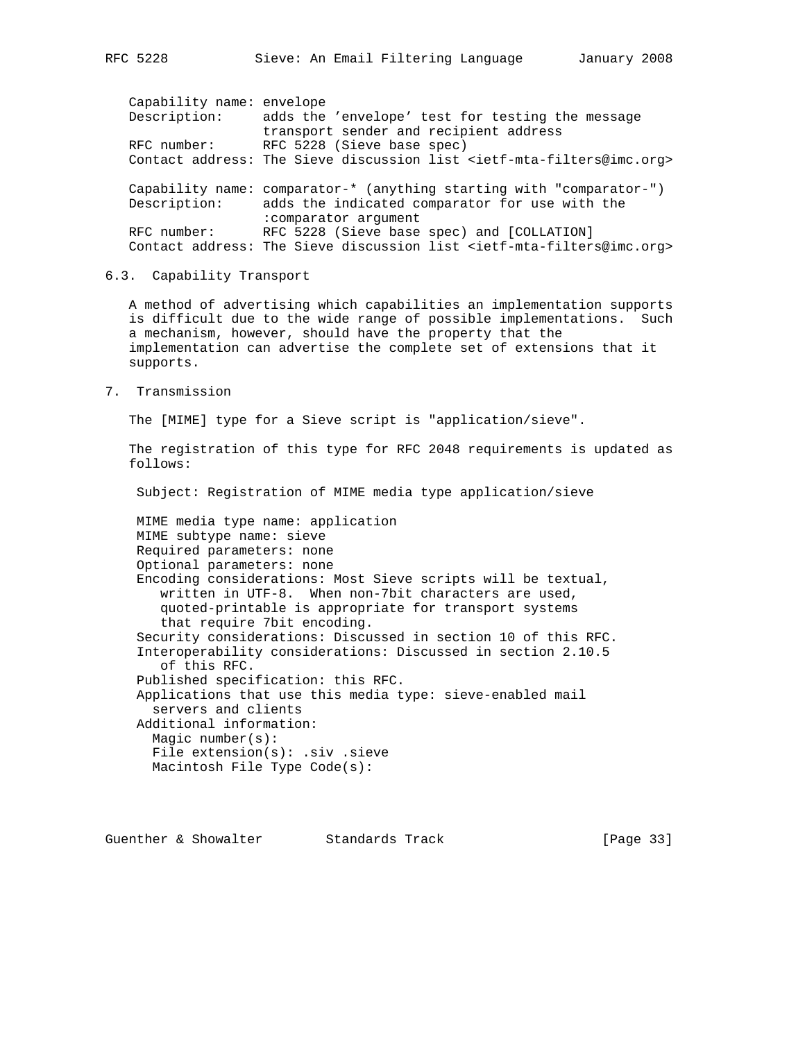```
Capability name: envelope
Description:     adds the 'envelope' test for testing the message
                 transport sender and recipient address
RFC number:      RFC 5228 (Sieve base spec)
Contact address: The Sieve discussion list <ietf-mta-filters@imc.org>

Capability name: comparator-* (anything starting with "comparator-")
Description:     adds the indicated comparator for use with the
                 :comparator argument
RFC number:      RFC 5228 (Sieve base spec) and [COLLATION]
Contact address: The Sieve discussion list <ietf-mta-filters@imc.org>
```

## 6.3. Capability Transport

A method of advertising which capabilities an implementation supports is difficult due to the wide range of possible implementations. Such a mechanism, however, should have the property that the implementation can advertise the complete set of extensions that it supports.

# 7. Transmission

The [MIME] type for a Sieve script is "application/sieve".

The registration of this type for RFC 2048 requirements is updated as follows:

```
Subject: Registration of MIME media type application/sieve

MIME media type name: application
MIME subtype name: sieve
Required parameters: none
Optional parameters: none
Encoding considerations: Most Sieve scripts will be textual,
   written in UTF-8.  When non-7bit characters are used,
   quoted-printable is appropriate for transport systems
   that require 7bit encoding.
Security considerations: Discussed in section 10 of this RFC.
Interoperability considerations: Discussed in section 2.10.5
   of this RFC.
Published specification: this RFC.
Applications that use this media type: sieve-enabled mail
  servers and clients
Additional information:
  Magic number(s):
  File extension(s): .siv .sieve
  Macintosh File Type Code(s):
```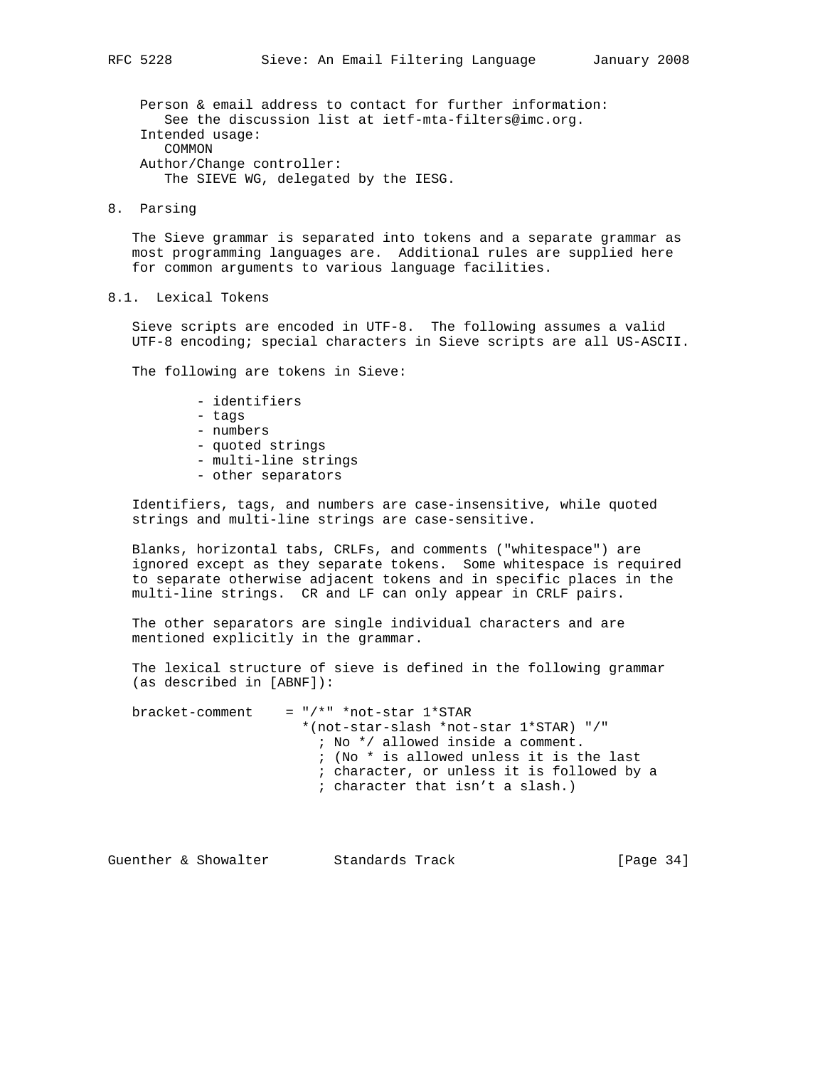Person & email address to contact for further information:
   See the discussion list at ietf-mta-filters@imc.org.
Intended usage:
   COMMON
Author/Change controller:
   The SIEVE WG, delegated by the IESG.

## 8. Parsing

The Sieve grammar is separated into tokens and a separate grammar as most programming languages are. Additional rules are supplied here for common arguments to various language facilities.

### 8.1. Lexical Tokens

Sieve scripts are encoded in UTF-8. The following assumes a valid UTF-8 encoding; special characters in Sieve scripts are all US-ASCII.

The following are tokens in Sieve:

- identifiers
- tags
- numbers
- quoted strings
- multi-line strings
- other separators

Identifiers, tags, and numbers are case-insensitive, while quoted strings and multi-line strings are case-sensitive.

Blanks, horizontal tabs, CRLFs, and comments ("whitespace") are ignored except as they separate tokens. Some whitespace is required to separate otherwise adjacent tokens and in specific places in the multi-line strings. CR and LF can only appear in CRLF pairs.

The other separators are single individual characters and are mentioned explicitly in the grammar.

The lexical structure of sieve is defined in the following grammar (as described in [ABNF]):

```
bracket-comment    = "/*" *not-star 1*STAR
                     *(not-star-slash *not-star 1*STAR) "/"
                       ; No */ allowed inside a comment.
                       ; (No * is allowed unless it is the last
                       ; character, or unless it is followed by a
                       ; character that isn't a slash.)
```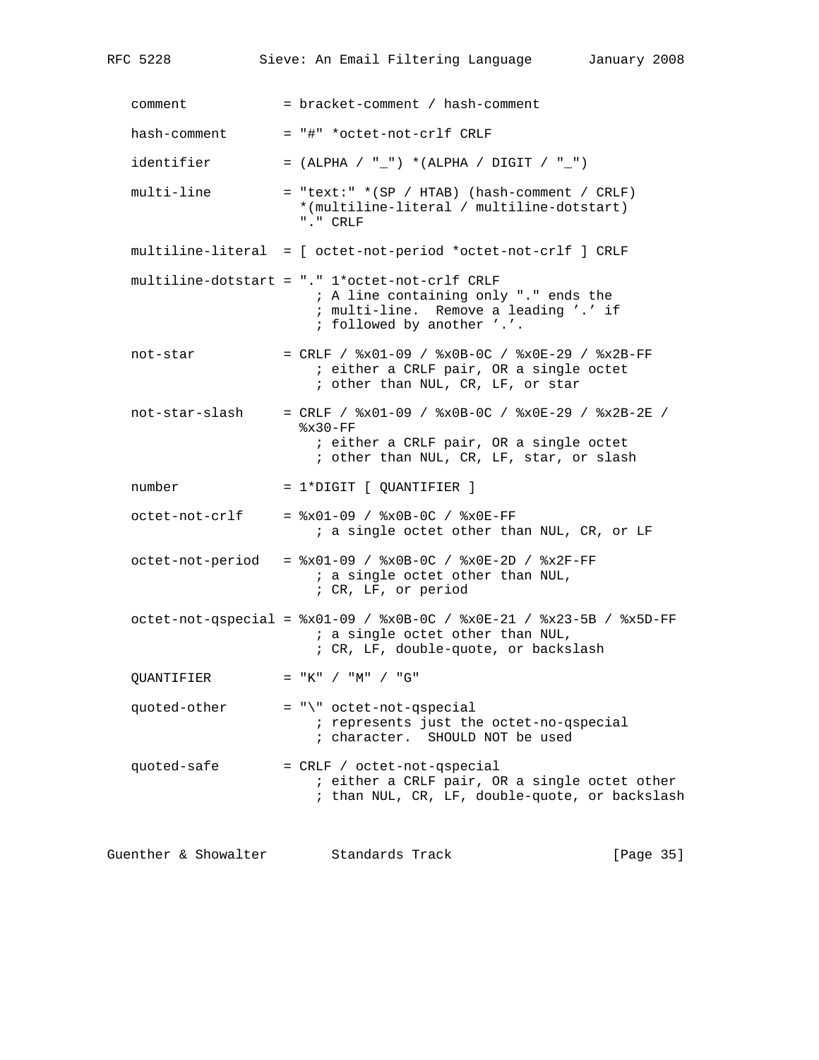```
   comment            = bracket-comment / hash-comment

   hash-comment       = "#" *octet-not-crlf CRLF

   identifier         = (ALPHA / "_") *(ALPHA / DIGIT / "_")

   multi-line         = "text:" *(SP / HTAB) (hash-comment / CRLF)
                        *(multiline-literal / multiline-dotstart)
                        "." CRLF

   multiline-literal  = [ octet-not-period *octet-not-crlf ] CRLF

   multiline-dotstart = "." 1*octet-not-crlf CRLF
                          ; A line containing only "." ends the
                          ; multi-line.  Remove a leading '.' if
                          ; followed by another '.'.

   not-star           = CRLF / %x01-09 / %x0B-0C / %x0E-29 / %x2B-FF
                          ; either a CRLF pair, OR a single octet
                          ; other than NUL, CR, LF, or star

   not-star-slash     = CRLF / %x01-09 / %x0B-0C / %x0E-29 / %x2B-2E /
                        %x30-FF
                          ; either a CRLF pair, OR a single octet
                          ; other than NUL, CR, LF, star, or slash

   number             = 1*DIGIT [ QUANTIFIER ]

   octet-not-crlf     = %x01-09 / %x0B-0C / %x0E-FF
                          ; a single octet other than NUL, CR, or LF

   octet-not-period   = %x01-09 / %x0B-0C / %x0E-2D / %x2F-FF
                          ; a single octet other than NUL,
                          ; CR, LF, or period

   octet-not-qspecial = %x01-09 / %x0B-0C / %x0E-21 / %x23-5B / %x5D-FF
                          ; a single octet other than NUL,
                          ; CR, LF, double-quote, or backslash

   QUANTIFIER         = "K" / "M" / "G"

   quoted-other       = "\" octet-not-qspecial
                          ; represents just the octet-no-qspecial
                          ; character.  SHOULD NOT be used

   quoted-safe        = CRLF / octet-not-qspecial
                          ; either a CRLF pair, OR a single octet other
                          ; than NUL, CR, LF, double-quote, or backslash
```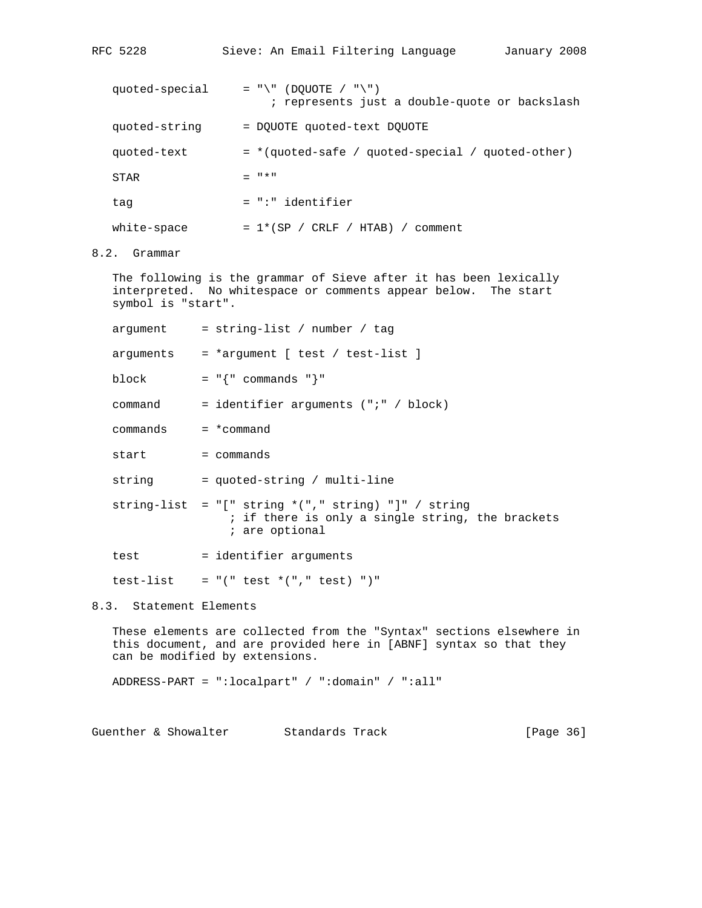```
quoted-special     = "\" (DQUOTE / "\")
                        ; represents just a double-quote or backslash

quoted-string      = DQUOTE quoted-text DQUOTE

quoted-text        = *(quoted-safe / quoted-special / quoted-other)

STAR               = "*"

tag                = ":" identifier

white-space        = 1*(SP / CRLF / HTAB) / comment
```

## 8.2. Grammar

The following is the grammar of Sieve after it has been lexically interpreted. No whitespace or comments appear below. The start symbol is "start".

```
argument     = string-list / number / tag

arguments    = *argument [ test / test-list ]

block        = "{" commands "}"

command      = identifier arguments (";" / block)

commands     = *command

start        = commands

string       = quoted-string / multi-line

string-list  = "[" string *("," string) "]" / string
                ; if there is only a single string, the brackets
                ; are optional

test         = identifier arguments

test-list    = "(" test *("," test) ")"
```

## 8.3. Statement Elements

These elements are collected from the "Syntax" sections elsewhere in this document, and are provided here in [ABNF] syntax so that they can be modified by extensions.

```
ADDRESS-PART = ":localpart" / ":domain" / ":all"
```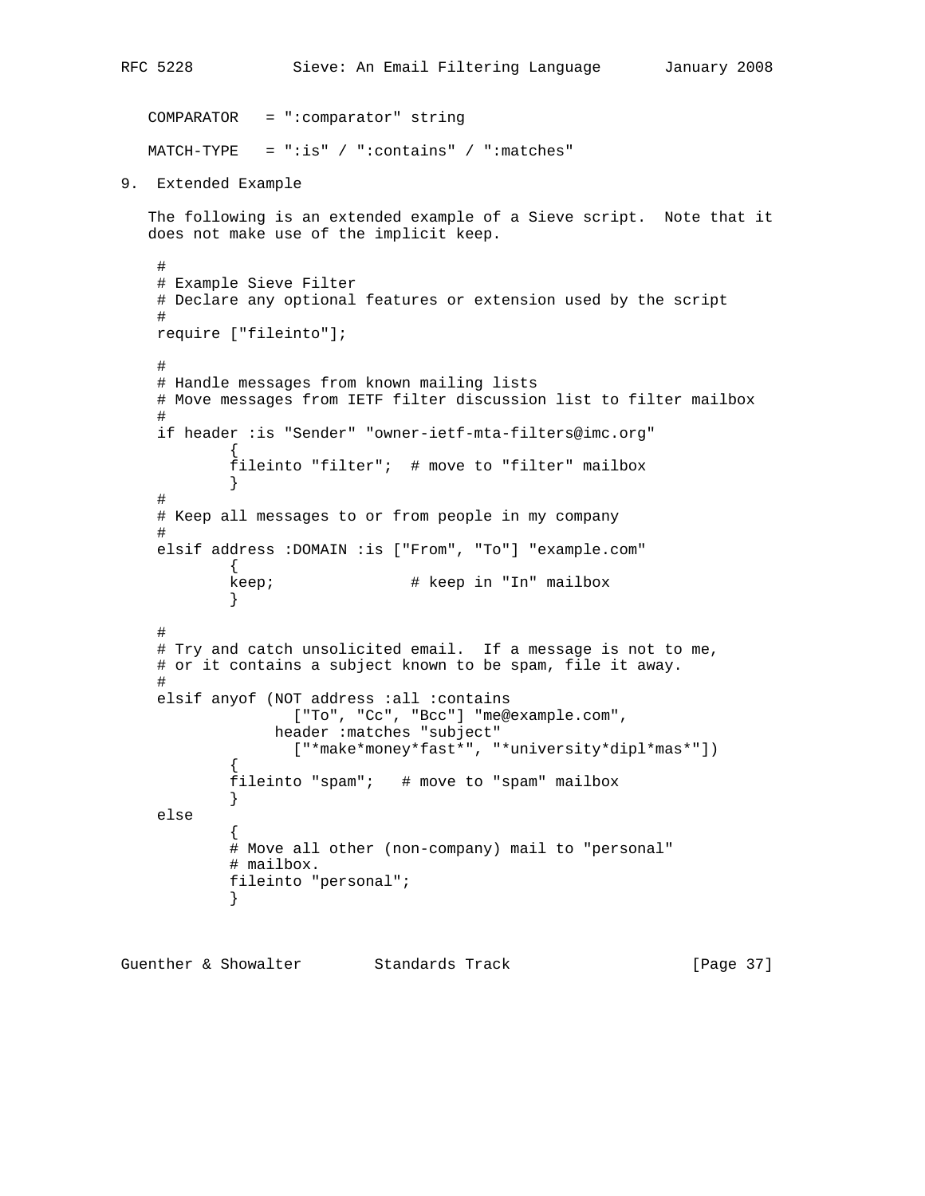```
COMPARATOR   = ":comparator" string

MATCH-TYPE   = ":is" / ":contains" / ":matches"
```

## 9. Extended Example

The following is an extended example of a Sieve script. Note that it does not make use of the implicit keep.

```
#
# Example Sieve Filter
# Declare any optional features or extension used by the script
#
require ["fileinto"];

#
# Handle messages from known mailing lists
# Move messages from IETF filter discussion list to filter mailbox
#
if header :is "Sender" "owner-ietf-mta-filters@imc.org"
        {
        fileinto "filter";  # move to "filter" mailbox
        }
#
# Keep all messages to or from people in my company
#
elsif address :DOMAIN :is ["From", "To"] "example.com"
        {
        keep;               # keep in "In" mailbox
        }

#
# Try and catch unsolicited email.  If a message is not to me,
# or it contains a subject known to be spam, file it away.
#
elsif anyof (NOT address :all :contains
               ["To", "Cc", "Bcc"] "me@example.com",
             header :matches "subject"
               ["*make*money*fast*", "*university*dipl*mas*"])
        {
        fileinto "spam";   # move to "spam" mailbox
        }
else
        {
        # Move all other (non-company) mail to "personal"
        # mailbox.
        fileinto "personal";
        }
```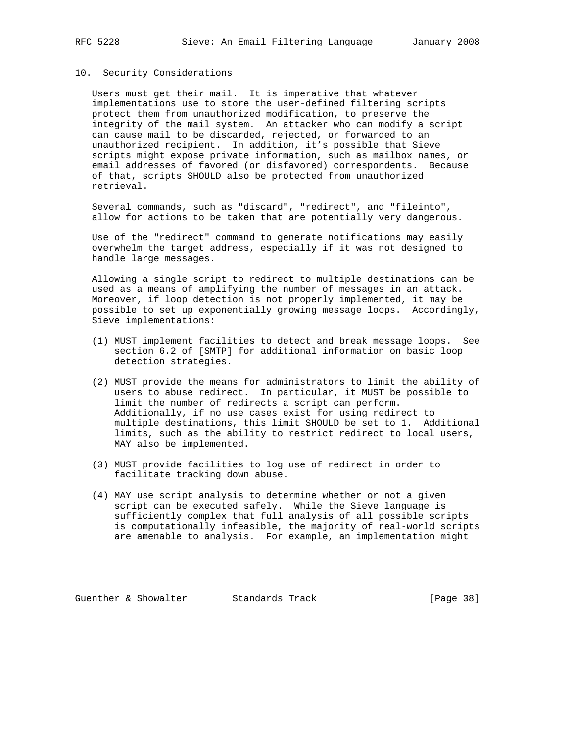## 10. Security Considerations

Users must get their mail. It is imperative that whatever implementations use to store the user-defined filtering scripts protect them from unauthorized modification, to preserve the integrity of the mail system. An attacker who can modify a script can cause mail to be discarded, rejected, or forwarded to an unauthorized recipient. In addition, it's possible that Sieve scripts might expose private information, such as mailbox names, or email addresses of favored (or disfavored) correspondents. Because of that, scripts SHOULD also be protected from unauthorized retrieval.

Several commands, such as "discard", "redirect", and "fileinto", allow for actions to be taken that are potentially very dangerous.

Use of the "redirect" command to generate notifications may easily overwhelm the target address, especially if it was not designed to handle large messages.

Allowing a single script to redirect to multiple destinations can be used as a means of amplifying the number of messages in an attack. Moreover, if loop detection is not properly implemented, it may be possible to set up exponentially growing message loops. Accordingly, Sieve implementations:

(1) MUST implement facilities to detect and break message loops. See section 6.2 of [SMTP] for additional information on basic loop detection strategies.

(2) MUST provide the means for administrators to limit the ability of users to abuse redirect. In particular, it MUST be possible to limit the number of redirects a script can perform. Additionally, if no use cases exist for using redirect to multiple destinations, this limit SHOULD be set to 1. Additional limits, such as the ability to restrict redirect to local users, MAY also be implemented.

(3) MUST provide facilities to log use of redirect in order to facilitate tracking down abuse.

(4) MAY use script analysis to determine whether or not a given script can be executed safely. While the Sieve language is sufficiently complex that full analysis of all possible scripts is computationally infeasible, the majority of real-world scripts are amenable to analysis. For example, an implementation might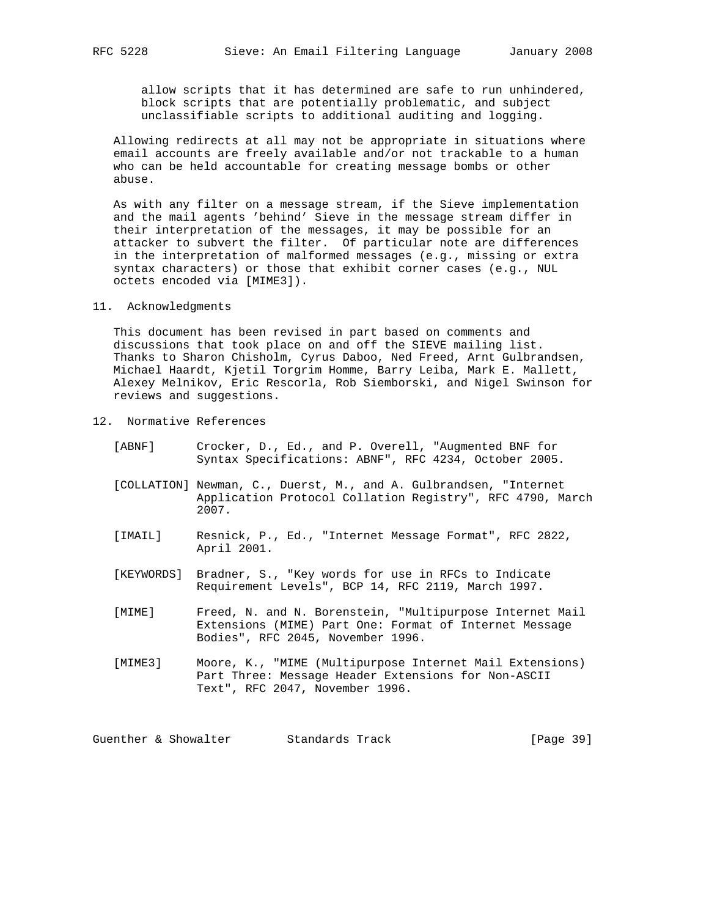allow scripts that it has determined are safe to run unhindered, block scripts that are potentially problematic, and subject unclassifiable scripts to additional auditing and logging.

Allowing redirects at all may not be appropriate in situations where email accounts are freely available and/or not trackable to a human who can be held accountable for creating message bombs or other abuse.

As with any filter on a message stream, if the Sieve implementation and the mail agents 'behind' Sieve in the message stream differ in their interpretation of the messages, it may be possible for an attacker to subvert the filter. Of particular note are differences in the interpretation of malformed messages (e.g., missing or extra syntax characters) or those that exhibit corner cases (e.g., NUL octets encoded via [MIME3]).

## 11. Acknowledgments

This document has been revised in part based on comments and discussions that took place on and off the SIEVE mailing list. Thanks to Sharon Chisholm, Cyrus Daboo, Ned Freed, Arnt Gulbrandsen, Michael Haardt, Kjetil Torgrim Homme, Barry Leiba, Mark E. Mallett, Alexey Melnikov, Eric Rescorla, Rob Siemborski, and Nigel Swinson for reviews and suggestions.

## 12. Normative References

[ABNF] Crocker, D., Ed., and P. Overell, "Augmented BNF for Syntax Specifications: ABNF", RFC 4234, October 2005.

[COLLATION] Newman, C., Duerst, M., and A. Gulbrandsen, "Internet Application Protocol Collation Registry", RFC 4790, March 2007.

[IMAIL] Resnick, P., Ed., "Internet Message Format", RFC 2822, April 2001.

[KEYWORDS] Bradner, S., "Key words for use in RFCs to Indicate Requirement Levels", BCP 14, RFC 2119, March 1997.

[MIME] Freed, N. and N. Borenstein, "Multipurpose Internet Mail Extensions (MIME) Part One: Format of Internet Message Bodies", RFC 2045, November 1996.

[MIME3] Moore, K., "MIME (Multipurpose Internet Mail Extensions) Part Three: Message Header Extensions for Non-ASCII Text", RFC 2047, November 1996.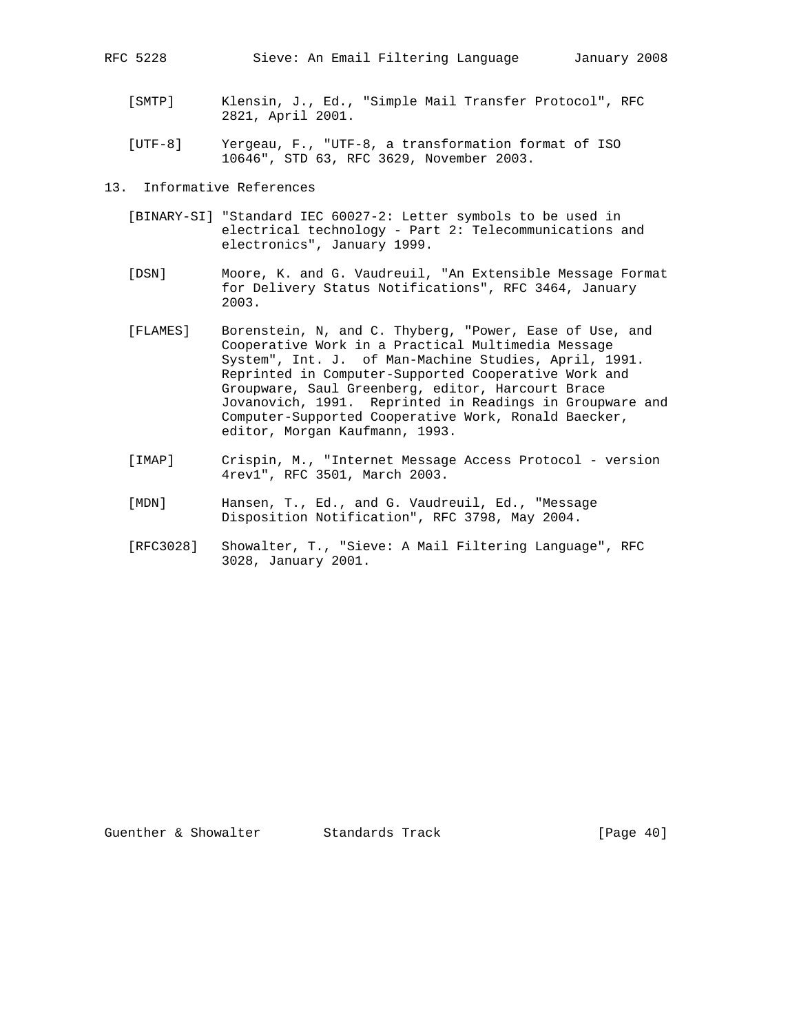[SMTP] Klensin, J., Ed., "Simple Mail Transfer Protocol", RFC 2821, April 2001.

[UTF-8] Yergeau, F., "UTF-8, a transformation format of ISO 10646", STD 63, RFC 3629, November 2003.

## 13. Informative References

[BINARY-SI] "Standard IEC 60027-2: Letter symbols to be used in electrical technology - Part 2: Telecommunications and electronics", January 1999.

[DSN] Moore, K. and G. Vaudreuil, "An Extensible Message Format for Delivery Status Notifications", RFC 3464, January 2003.

[FLAMES] Borenstein, N, and C. Thyberg, "Power, Ease of Use, and Cooperative Work in a Practical Multimedia Message System", Int. J. of Man-Machine Studies, April, 1991. Reprinted in Computer-Supported Cooperative Work and Groupware, Saul Greenberg, editor, Harcourt Brace Jovanovich, 1991. Reprinted in Readings in Groupware and Computer-Supported Cooperative Work, Ronald Baecker, editor, Morgan Kaufmann, 1993.

[IMAP] Crispin, M., "Internet Message Access Protocol - version 4rev1", RFC 3501, March 2003.

[MDN] Hansen, T., Ed., and G. Vaudreuil, Ed., "Message Disposition Notification", RFC 3798, May 2004.

[RFC3028] Showalter, T., "Sieve: A Mail Filtering Language", RFC 3028, January 2001.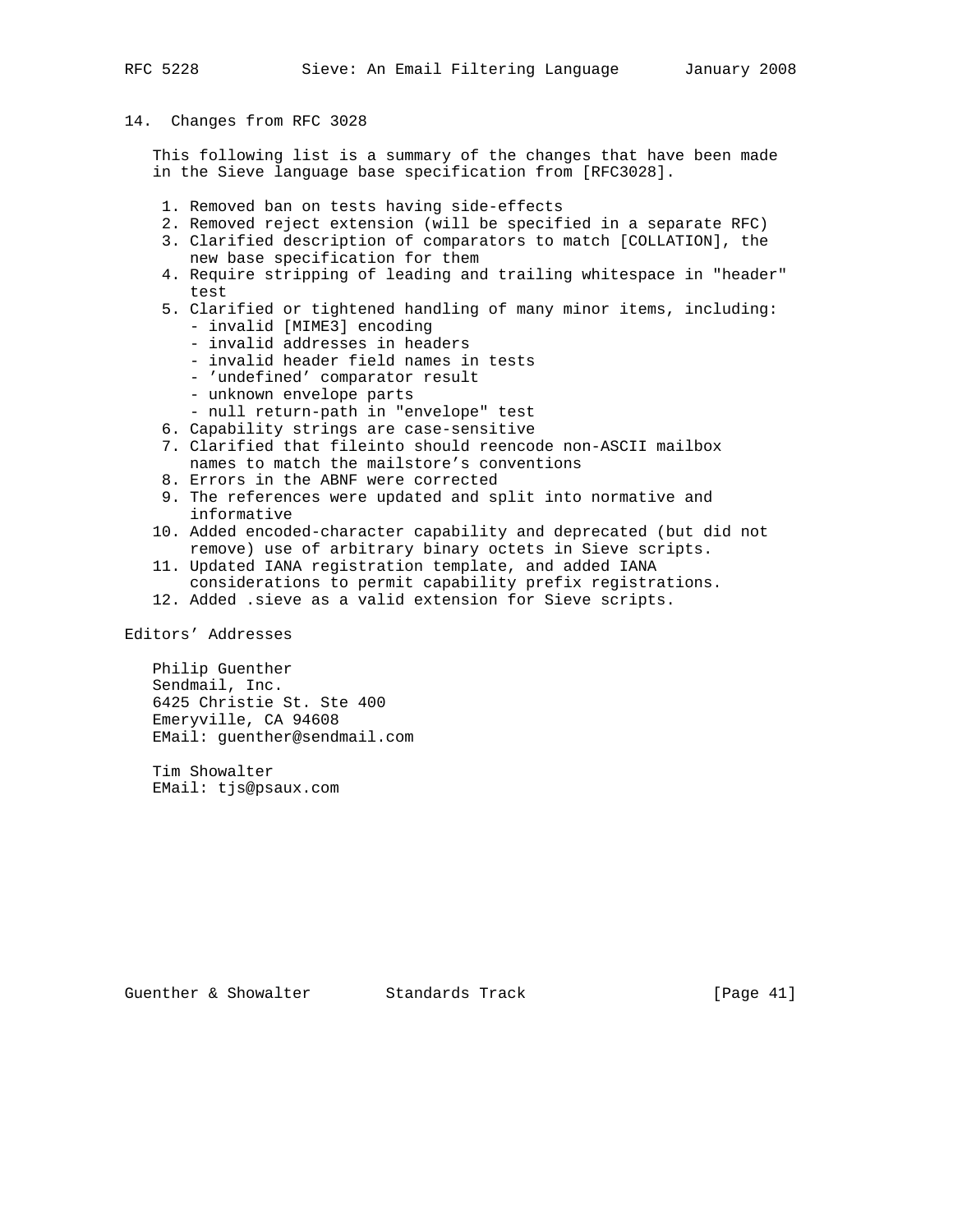## 14. Changes from RFC 3028

This following list is a summary of the changes that have been made in the Sieve language base specification from [RFC3028].

1. Removed ban on tests having side-effects
2. Removed reject extension (will be specified in a separate RFC)
3. Clarified description of comparators to match [COLLATION], the new base specification for them
4. Require stripping of leading and trailing whitespace in "header" test
5. Clarified or tightened handling of many minor items, including:
   - invalid [MIME3] encoding
   - invalid addresses in headers
   - invalid header field names in tests
   - 'undefined' comparator result
   - unknown envelope parts
   - null return-path in "envelope" test
6. Capability strings are case-sensitive
7. Clarified that fileinto should reencode non-ASCII mailbox names to match the mailstore's conventions
8. Errors in the ABNF were corrected
9. The references were updated and split into normative and informative
10. Added encoded-character capability and deprecated (but did not remove) use of arbitrary binary octets in Sieve scripts.
11. Updated IANA registration template, and added IANA considerations to permit capability prefix registrations.
12. Added .sieve as a valid extension for Sieve scripts.

## Editors' Addresses

Philip Guenther
Sendmail, Inc.
6425 Christie St. Ste 400
Emeryville, CA 94608
EMail: guenther@sendmail.com

Tim Showalter
EMail: tjs@psaux.com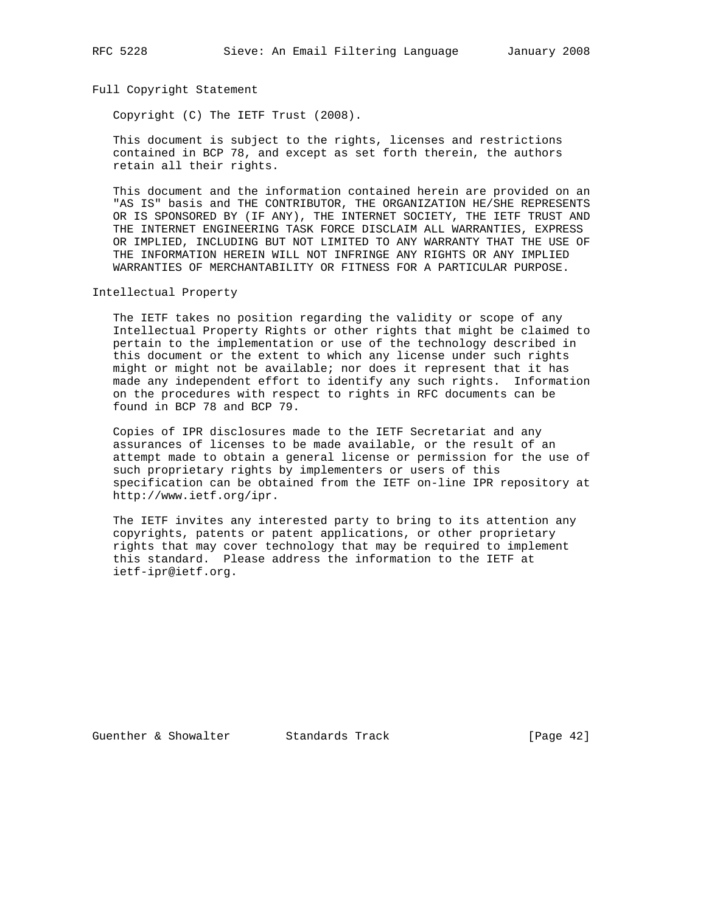## Full Copyright Statement

Copyright (C) The IETF Trust (2008).

This document is subject to the rights, licenses and restrictions contained in BCP 78, and except as set forth therein, the authors retain all their rights.

This document and the information contained herein are provided on an "AS IS" basis and THE CONTRIBUTOR, THE ORGANIZATION HE/SHE REPRESENTS OR IS SPONSORED BY (IF ANY), THE INTERNET SOCIETY, THE IETF TRUST AND THE INTERNET ENGINEERING TASK FORCE DISCLAIM ALL WARRANTIES, EXPRESS OR IMPLIED, INCLUDING BUT NOT LIMITED TO ANY WARRANTY THAT THE USE OF THE INFORMATION HEREIN WILL NOT INFRINGE ANY RIGHTS OR ANY IMPLIED WARRANTIES OF MERCHANTABILITY OR FITNESS FOR A PARTICULAR PURPOSE.

## Intellectual Property

The IETF takes no position regarding the validity or scope of any Intellectual Property Rights or other rights that might be claimed to pertain to the implementation or use of the technology described in this document or the extent to which any license under such rights might or might not be available; nor does it represent that it has made any independent effort to identify any such rights. Information on the procedures with respect to rights in RFC documents can be found in BCP 78 and BCP 79.

Copies of IPR disclosures made to the IETF Secretariat and any assurances of licenses to be made available, or the result of an attempt made to obtain a general license or permission for the use of such proprietary rights by implementers or users of this specification can be obtained from the IETF on-line IPR repository at http://www.ietf.org/ipr.

The IETF invites any interested party to bring to its attention any copyrights, patents or patent applications, or other proprietary rights that may cover technology that may be required to implement this standard. Please address the information to the IETF at ietf-ipr@ietf.org.